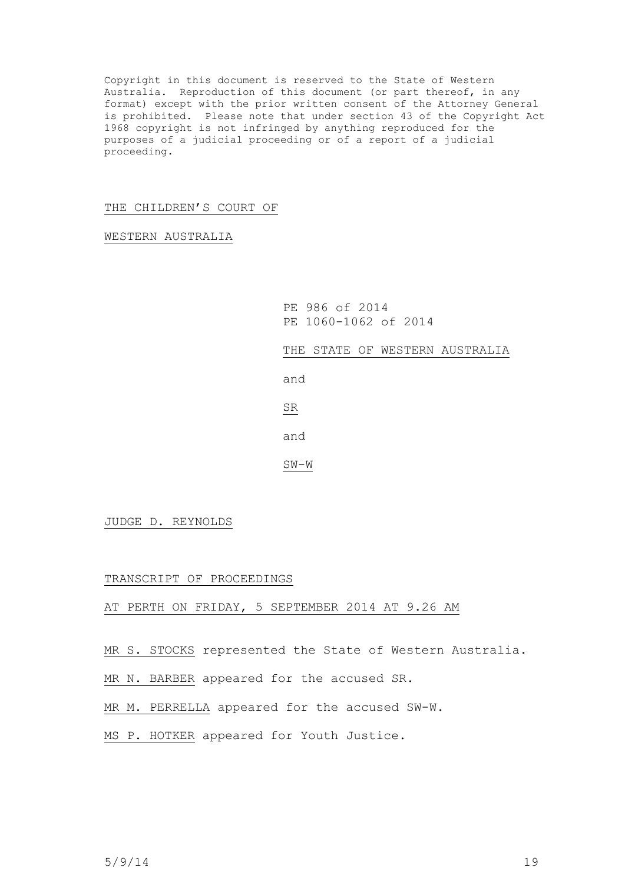Copyright in this document is reserved to the State of Western Australia. Reproduction of this document (or part thereof, in any format) except with the prior written consent of the Attorney General is prohibited. Please note that under section 43 of the Copyright Act 1968 copyright is not infringed by anything reproduced for the purposes of a judicial proceeding or of a report of a judicial proceeding.

THE CHILDREN'S COURT OF

WESTERN AUSTRALIA

PE 986 of 2014
PE 1060-1062 of 2014

THE STATE OF WESTERN AUSTRALIA

and

SR

and

SW-W

JUDGE D. REYNOLDS

TRANSCRIPT OF PROCEEDINGS

AT PERTH ON FRIDAY, 5 SEPTEMBER 2014 AT 9.26 AM

MR S. STOCKS represented the State of Western Australia.

MR N. BARBER appeared for the accused SR.

MR M. PERRELLA appeared for the accused SW-W.

MS P. HOTKER appeared for Youth Justice.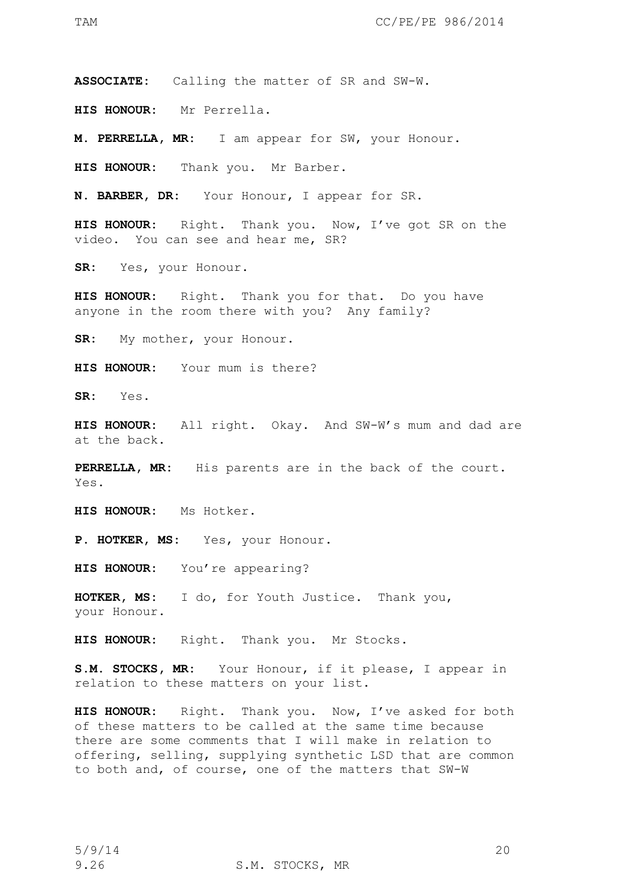**ASSOCIATE**: Calling the matter of SR and SW-W.

**HIS HONOUR**: Mr Perrella.

**M. PERRELLA, MR**: I am appear for SW, your Honour.

**HIS HONOUR**: Thank you. Mr Barber.

**N. BARBER, DR**: Your Honour, I appear for SR.

**HIS HONOUR**: Right. Thank you. Now, I've got SR on the video. You can see and hear me, SR?

**SR**: Yes, your Honour.

**HIS HONOUR**: Right. Thank you for that. Do you have anyone in the room there with you? Any family?

**SR**: My mother, your Honour.

**HIS HONOUR**: Your mum is there?

**SR**: Yes.

**HIS HONOUR**: All right. Okay. And SW-W's mum and dad are at the back.

**PERRELLA, MR**: His parents are in the back of the court. Yes.

**HIS HONOUR**: Ms Hotker.

**P. HOTKER, MS**: Yes, your Honour.

**HIS HONOUR**: You're appearing?

**HOTKER, MS**: I do, for Youth Justice. Thank you, your Honour.

**HIS HONOUR**: Right. Thank you. Mr Stocks.

**S.M. STOCKS, MR**: Your Honour, if it please, I appear in relation to these matters on your list.

**HIS HONOUR**: Right. Thank you. Now, I've asked for both of these matters to be called at the same time because there are some comments that I will make in relation to offering, selling, supplying synthetic LSD that are common to both and, of course, one of the matters that SW-W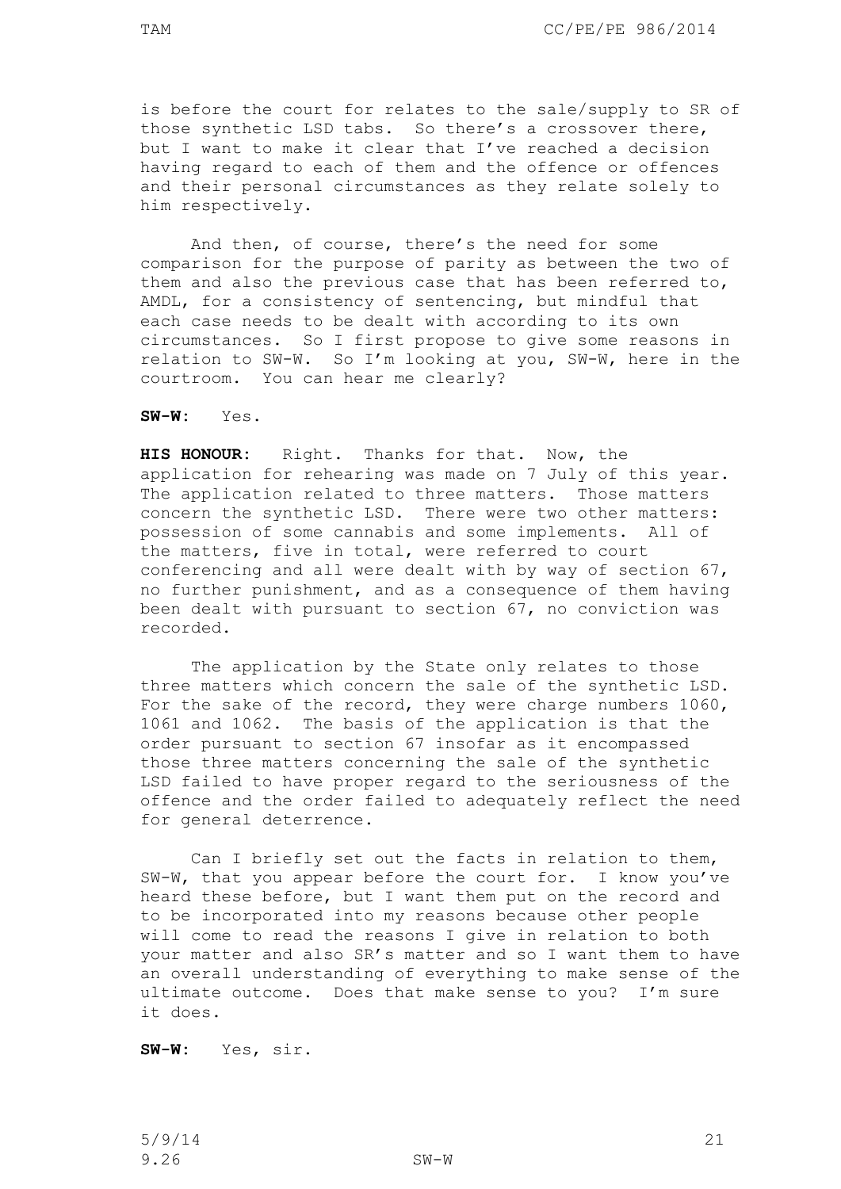is before the court for relates to the sale/supply to SR of those synthetic LSD tabs. So there's a crossover there, but I want to make it clear that I've reached a decision having regard to each of them and the offence or offences and their personal circumstances as they relate solely to him respectively.

And then, of course, there's the need for some comparison for the purpose of parity as between the two of them and also the previous case that has been referred to, AMDL, for a consistency of sentencing, but mindful that each case needs to be dealt with according to its own circumstances. So I first propose to give some reasons in relation to SW-W. So I'm looking at you, SW-W, here in the courtroom. You can hear me clearly?

**SW-W:** Yes.

**HIS HONOUR:** Right. Thanks for that. Now, the application for rehearing was made on 7 July of this year. The application related to three matters. Those matters concern the synthetic LSD. There were two other matters: possession of some cannabis and some implements. All of the matters, five in total, were referred to court conferencing and all were dealt with by way of section 67, no further punishment, and as a consequence of them having been dealt with pursuant to section 67, no conviction was recorded.

The application by the State only relates to those three matters which concern the sale of the synthetic LSD. For the sake of the record, they were charge numbers 1060, 1061 and 1062. The basis of the application is that the order pursuant to section 67 insofar as it encompassed those three matters concerning the sale of the synthetic LSD failed to have proper regard to the seriousness of the offence and the order failed to adequately reflect the need for general deterrence.

Can I briefly set out the facts in relation to them, SW-W, that you appear before the court for. I know you've heard these before, but I want them put on the record and to be incorporated into my reasons because other people will come to read the reasons I give in relation to both your matter and also SR's matter and so I want them to have an overall understanding of everything to make sense of the ultimate outcome. Does that make sense to you? I'm sure it does.

**SW-W:** Yes, sir.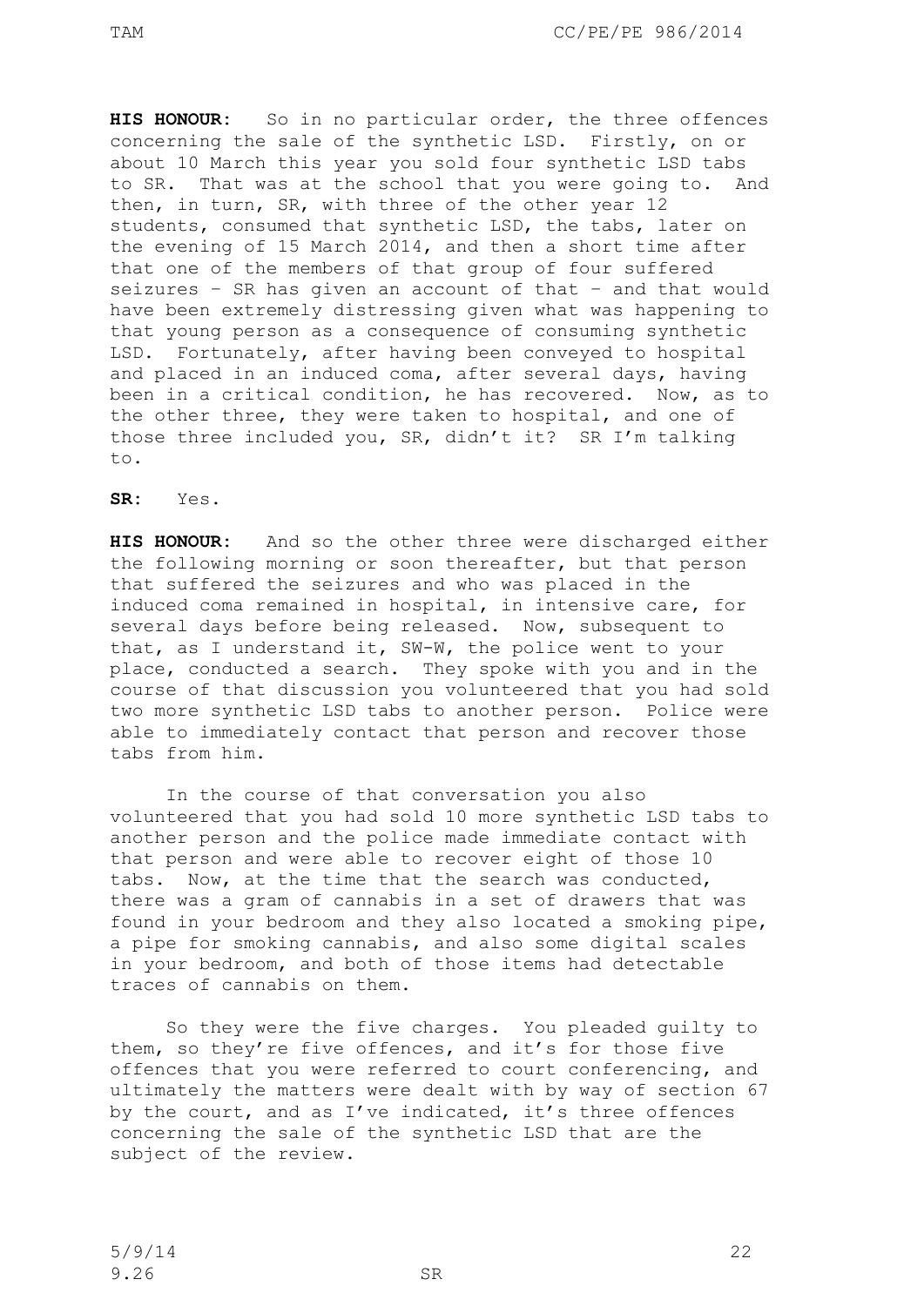**HIS HONOUR:** So in no particular order, the three offences concerning the sale of the synthetic LSD. Firstly, on or about 10 March this year you sold four synthetic LSD tabs to SR. That was at the school that you were going to. And then, in turn, SR, with three of the other year 12 students, consumed that synthetic LSD, the tabs, later on the evening of 15 March 2014, and then a short time after that one of the members of that group of four suffered seizures – SR has given an account of that – and that would have been extremely distressing given what was happening to that young person as a consequence of consuming synthetic LSD. Fortunately, after having been conveyed to hospital and placed in an induced coma, after several days, having been in a critical condition, he has recovered. Now, as to the other three, they were taken to hospital, and one of those three included you, SR, didn't it? SR I'm talking to.

**SR:** Yes.

**HIS HONOUR:** And so the other three were discharged either the following morning or soon thereafter, but that person that suffered the seizures and who was placed in the induced coma remained in hospital, in intensive care, for several days before being released. Now, subsequent to that, as I understand it, SW-W, the police went to your place, conducted a search. They spoke with you and in the course of that discussion you volunteered that you had sold two more synthetic LSD tabs to another person. Police were able to immediately contact that person and recover those tabs from him.

In the course of that conversation you also volunteered that you had sold 10 more synthetic LSD tabs to another person and the police made immediate contact with that person and were able to recover eight of those 10 tabs. Now, at the time that the search was conducted, there was a gram of cannabis in a set of drawers that was found in your bedroom and they also located a smoking pipe, a pipe for smoking cannabis, and also some digital scales in your bedroom, and both of those items had detectable traces of cannabis on them.

So they were the five charges. You pleaded guilty to them, so they're five offences, and it's for those five offences that you were referred to court conferencing, and ultimately the matters were dealt with by way of section 67 by the court, and as I've indicated, it's three offences concerning the sale of the synthetic LSD that are the subject of the review.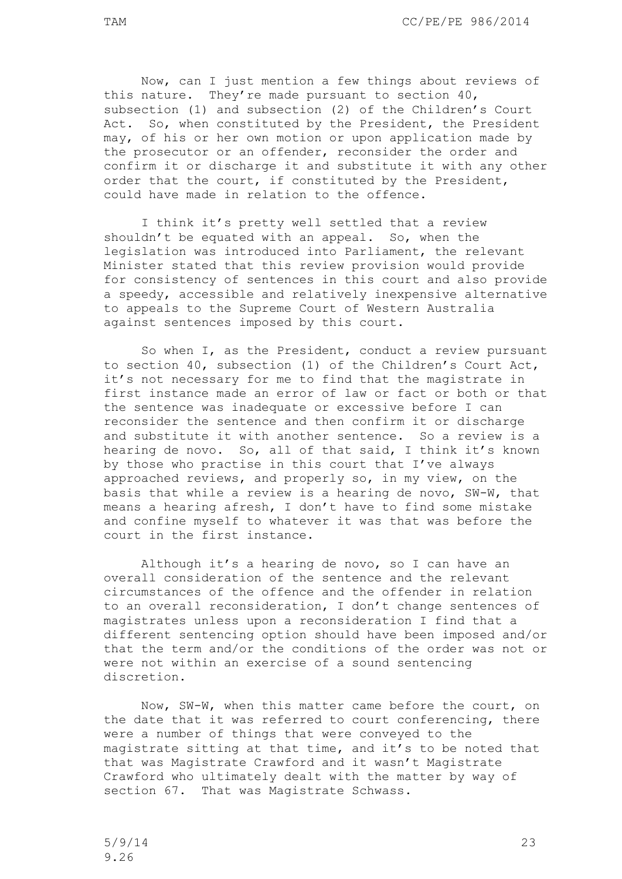Now, can I just mention a few things about reviews of this nature. They're made pursuant to section 40, subsection (1) and subsection (2) of the Children's Court Act. So, when constituted by the President, the President may, of his or her own motion or upon application made by the prosecutor or an offender, reconsider the order and confirm it or discharge it and substitute it with any other order that the court, if constituted by the President, could have made in relation to the offence.

I think it's pretty well settled that a review shouldn't be equated with an appeal. So, when the legislation was introduced into Parliament, the relevant Minister stated that this review provision would provide for consistency of sentences in this court and also provide a speedy, accessible and relatively inexpensive alternative to appeals to the Supreme Court of Western Australia against sentences imposed by this court.

So when I, as the President, conduct a review pursuant to section 40, subsection (1) of the Children's Court Act, it's not necessary for me to find that the magistrate in first instance made an error of law or fact or both or that the sentence was inadequate or excessive before I can reconsider the sentence and then confirm it or discharge and substitute it with another sentence. So a review is a hearing de novo. So, all of that said, I think it's known by those who practise in this court that I've always approached reviews, and properly so, in my view, on the basis that while a review is a hearing de novo, SW-W, that means a hearing afresh, I don't have to find some mistake and confine myself to whatever it was that was before the court in the first instance.

Although it's a hearing de novo, so I can have an overall consideration of the sentence and the relevant circumstances of the offence and the offender in relation to an overall reconsideration, I don't change sentences of magistrates unless upon a reconsideration I find that a different sentencing option should have been imposed and/or that the term and/or the conditions of the order was not or were not within an exercise of a sound sentencing discretion.

Now, SW-W, when this matter came before the court, on the date that it was referred to court conferencing, there were a number of things that were conveyed to the magistrate sitting at that time, and it's to be noted that that was Magistrate Crawford and it wasn't Magistrate Crawford who ultimately dealt with the matter by way of section 67. That was Magistrate Schwass.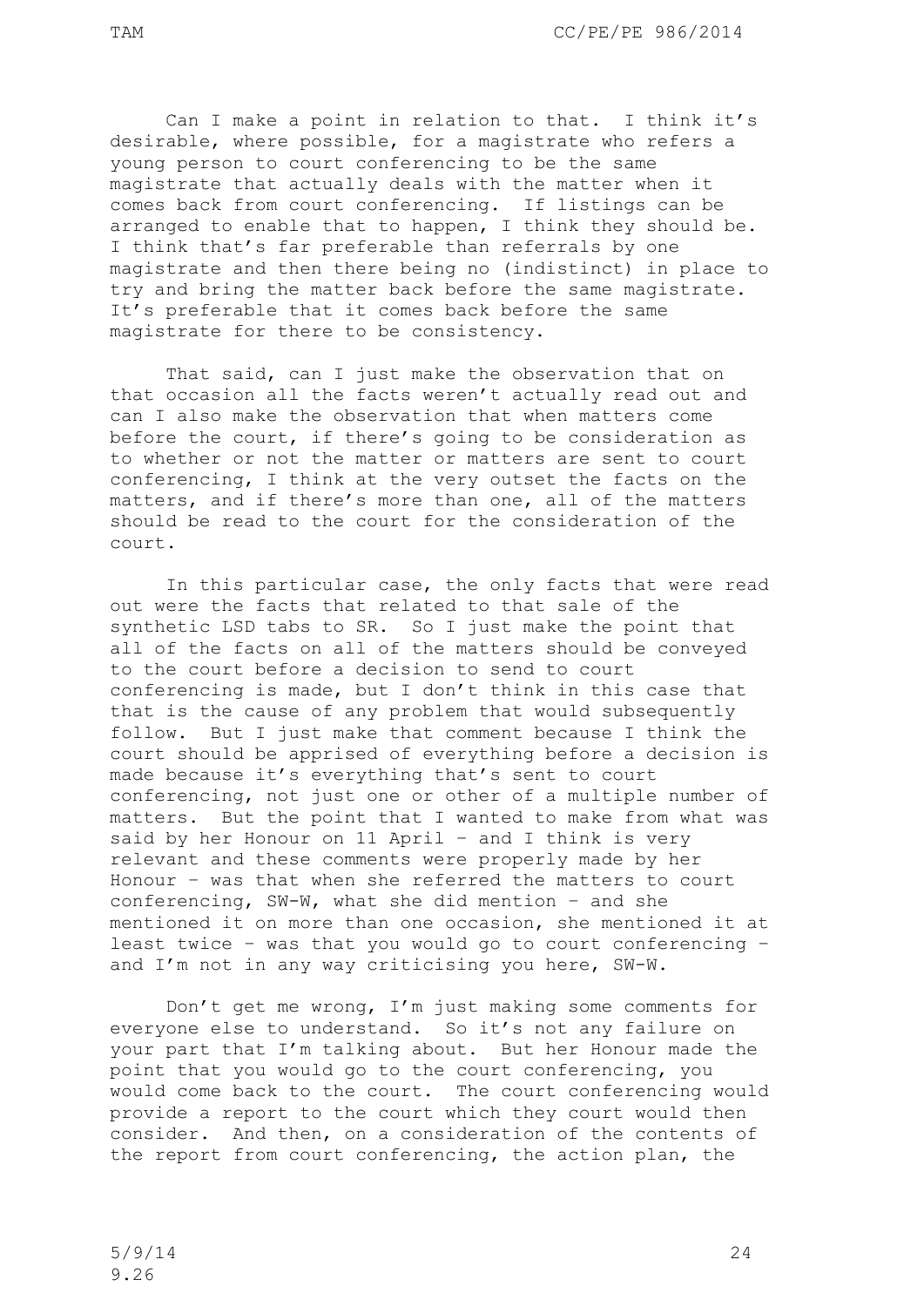Can I make a point in relation to that. I think it's desirable, where possible, for a magistrate who refers a young person to court conferencing to be the same magistrate that actually deals with the matter when it comes back from court conferencing. If listings can be arranged to enable that to happen, I think they should be. I think that's far preferable than referrals by one magistrate and then there being no (indistinct) in place to try and bring the matter back before the same magistrate. It's preferable that it comes back before the same magistrate for there to be consistency.

That said, can I just make the observation that on that occasion all the facts weren't actually read out and can I also make the observation that when matters come before the court, if there's going to be consideration as to whether or not the matter or matters are sent to court conferencing, I think at the very outset the facts on the matters, and if there's more than one, all of the matters should be read to the court for the consideration of the court.

In this particular case, the only facts that were read out were the facts that related to that sale of the synthetic LSD tabs to SR. So I just make the point that all of the facts on all of the matters should be conveyed to the court before a decision to send to court conferencing is made, but I don't think in this case that that is the cause of any problem that would subsequently follow. But I just make that comment because I think the court should be apprised of everything before a decision is made because it's everything that's sent to court conferencing, not just one or other of a multiple number of matters. But the point that I wanted to make from what was said by her Honour on 11 April – and I think is very relevant and these comments were properly made by her Honour – was that when she referred the matters to court conferencing, SW-W, what she did mention – and she mentioned it on more than one occasion, she mentioned it at least twice – was that you would go to court conferencing – and I'm not in any way criticising you here, SW-W.

Don't get me wrong, I'm just making some comments for everyone else to understand. So it's not any failure on your part that I'm talking about. But her Honour made the point that you would go to the court conferencing, you would come back to the court. The court conferencing would provide a report to the court which they court would then consider. And then, on a consideration of the contents of the report from court conferencing, the action plan, the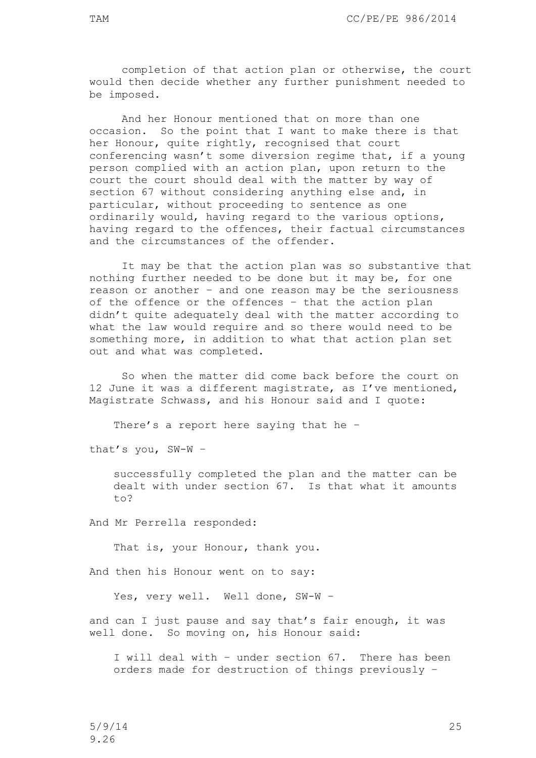completion of that action plan or otherwise, the court would then decide whether any further punishment needed to be imposed.

And her Honour mentioned that on more than one occasion. So the point that I want to make there is that her Honour, quite rightly, recognised that court conferencing wasn't some diversion regime that, if a young person complied with an action plan, upon return to the court the court should deal with the matter by way of section 67 without considering anything else and, in particular, without proceeding to sentence as one ordinarily would, having regard to the various options, having regard to the offences, their factual circumstances and the circumstances of the offender.

It may be that the action plan was so substantive that nothing further needed to be done but it may be, for one reason or another – and one reason may be the seriousness of the offence or the offences – that the action plan didn't quite adequately deal with the matter according to what the law would require and so there would need to be something more, in addition to what that action plan set out and what was completed.

So when the matter did come back before the court on 12 June it was a different magistrate, as I've mentioned, Magistrate Schwass, and his Honour said and I quote:

> There's a report here saying that he –

that's you, SW-W –

> successfully completed the plan and the matter can be dealt with under section 67. Is that what it amounts to?

And Mr Perrella responded:

> That is, your Honour, thank you.

And then his Honour went on to say:

> Yes, very well. Well done, SW-W –

and can I just pause and say that's fair enough, it was well done. So moving on, his Honour said:

> I will deal with – under section 67. There has been orders made for destruction of things previously –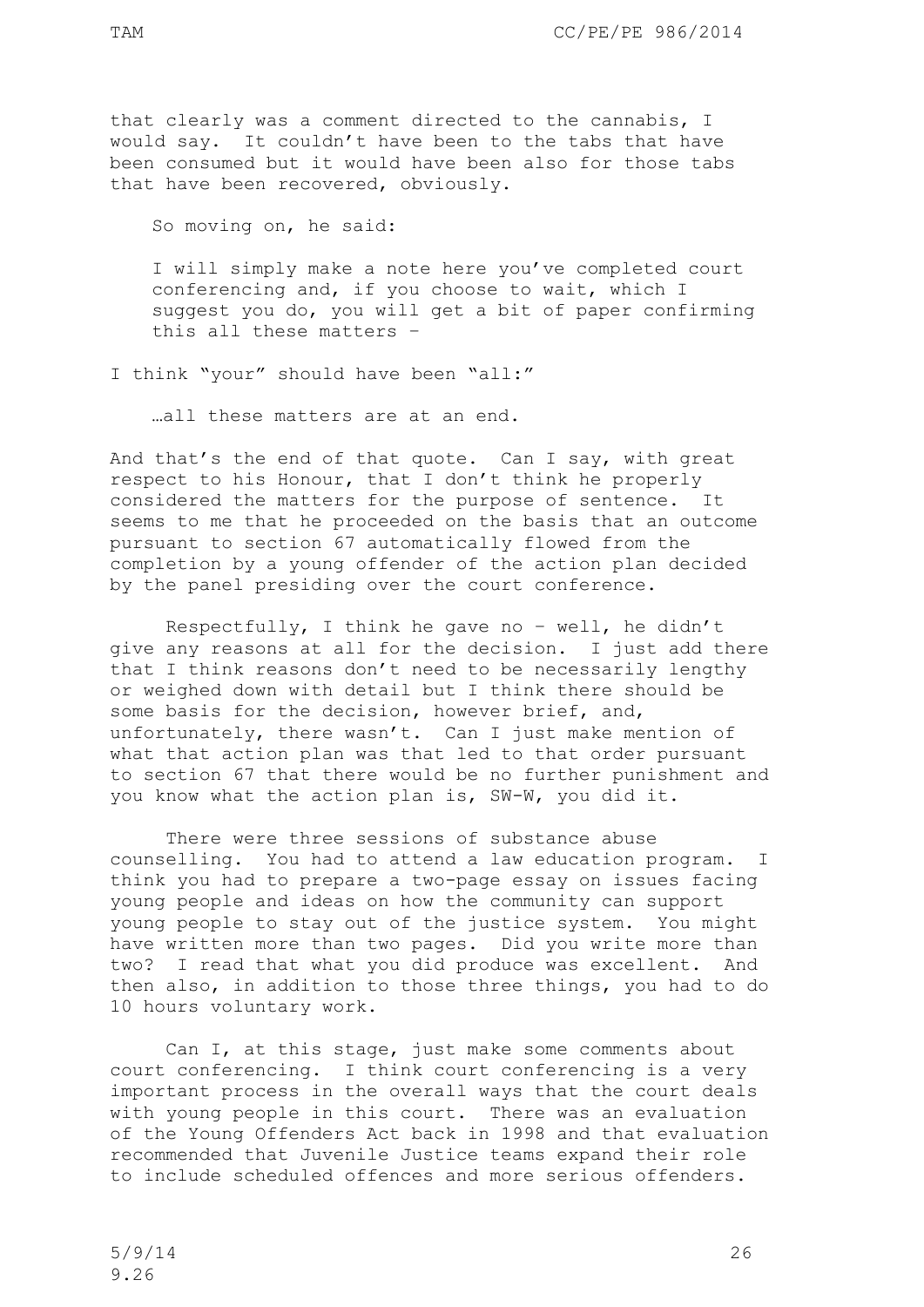that clearly was a comment directed to the cannabis, I would say. It couldn't have been to the tabs that have been consumed but it would have been also for those tabs that have been recovered, obviously.

> So moving on, he said:
>
> I will simply make a note here you've completed court conferencing and, if you choose to wait, which I suggest you do, you will get a bit of paper confirming this all these matters –

I think "your" should have been "all:"

> …all these matters are at an end.

And that's the end of that quote. Can I say, with great respect to his Honour, that I don't think he properly considered the matters for the purpose of sentence. It seems to me that he proceeded on the basis that an outcome pursuant to section 67 automatically flowed from the completion by a young offender of the action plan decided by the panel presiding over the court conference.

Respectfully, I think he gave no – well, he didn't give any reasons at all for the decision. I just add there that I think reasons don't need to be necessarily lengthy or weighed down with detail but I think there should be some basis for the decision, however brief, and, unfortunately, there wasn't. Can I just make mention of what that action plan was that led to that order pursuant to section 67 that there would be no further punishment and you know what the action plan is, SW-W, you did it.

There were three sessions of substance abuse counselling. You had to attend a law education program. I think you had to prepare a two-page essay on issues facing young people and ideas on how the community can support young people to stay out of the justice system. You might have written more than two pages. Did you write more than two? I read that what you did produce was excellent. And then also, in addition to those three things, you had to do 10 hours voluntary work.

Can I, at this stage, just make some comments about court conferencing. I think court conferencing is a very important process in the overall ways that the court deals with young people in this court. There was an evaluation of the Young Offenders Act back in 1998 and that evaluation recommended that Juvenile Justice teams expand their role to include scheduled offences and more serious offenders.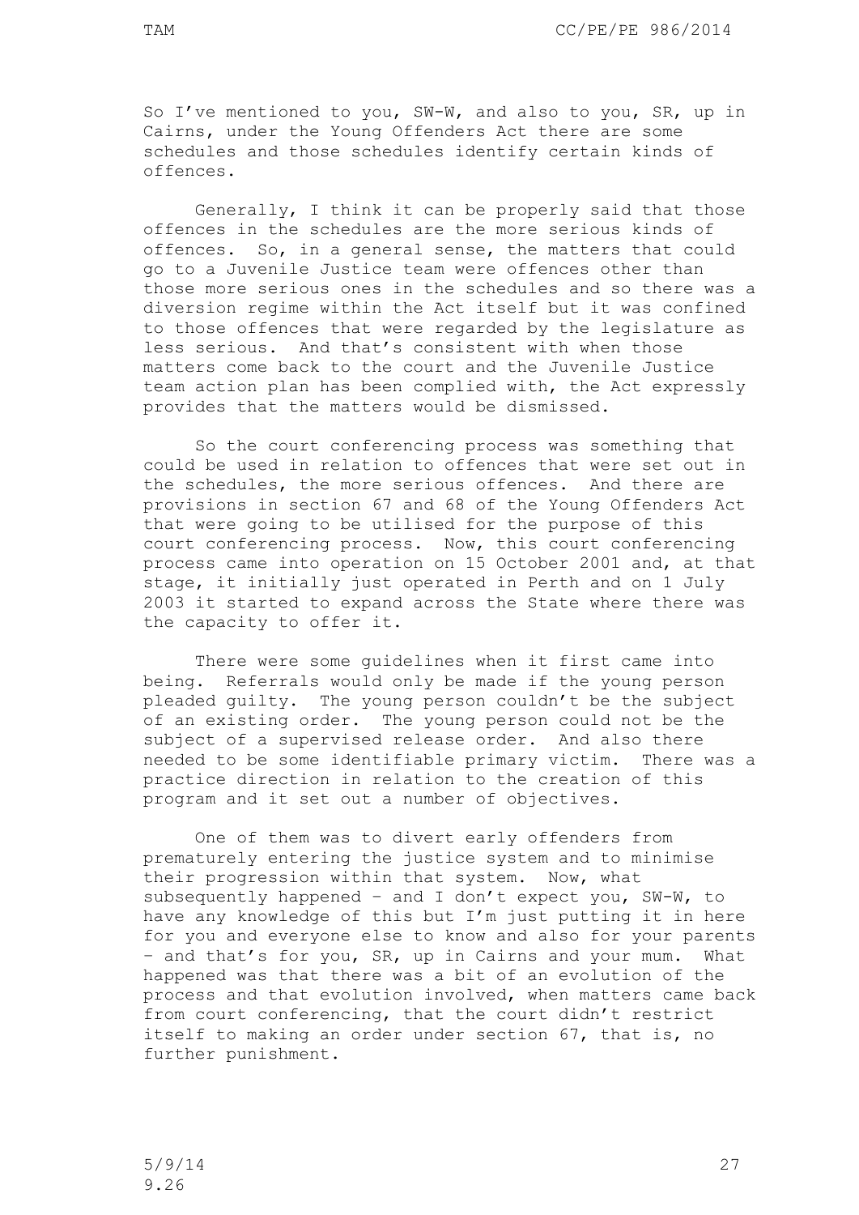So I've mentioned to you, SW-W, and also to you, SR, up in Cairns, under the Young Offenders Act there are some schedules and those schedules identify certain kinds of offences.

Generally, I think it can be properly said that those offences in the schedules are the more serious kinds of offences. So, in a general sense, the matters that could go to a Juvenile Justice team were offences other than those more serious ones in the schedules and so there was a diversion regime within the Act itself but it was confined to those offences that were regarded by the legislature as less serious. And that's consistent with when those matters come back to the court and the Juvenile Justice team action plan has been complied with, the Act expressly provides that the matters would be dismissed.

So the court conferencing process was something that could be used in relation to offences that were set out in the schedules, the more serious offences. And there are provisions in section 67 and 68 of the Young Offenders Act that were going to be utilised for the purpose of this court conferencing process. Now, this court conferencing process came into operation on 15 October 2001 and, at that stage, it initially just operated in Perth and on 1 July 2003 it started to expand across the State where there was the capacity to offer it.

There were some guidelines when it first came into being. Referrals would only be made if the young person pleaded guilty. The young person couldn't be the subject of an existing order. The young person could not be the subject of a supervised release order. And also there needed to be some identifiable primary victim. There was a practice direction in relation to the creation of this program and it set out a number of objectives.

One of them was to divert early offenders from prematurely entering the justice system and to minimise their progression within that system. Now, what subsequently happened – and I don't expect you, SW-W, to have any knowledge of this but I'm just putting it in here for you and everyone else to know and also for your parents – and that's for you, SR, up in Cairns and your mum. What happened was that there was a bit of an evolution of the process and that evolution involved, when matters came back from court conferencing, that the court didn't restrict itself to making an order under section 67, that is, no further punishment.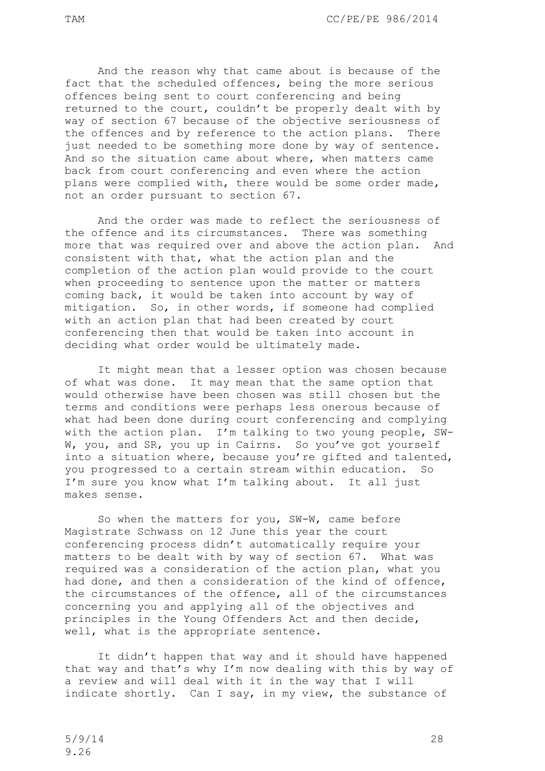And the reason why that came about is because of the fact that the scheduled offences, being the more serious offences being sent to court conferencing and being returned to the court, couldn't be properly dealt with by way of section 67 because of the objective seriousness of the offences and by reference to the action plans. There just needed to be something more done by way of sentence. And so the situation came about where, when matters came back from court conferencing and even where the action plans were complied with, there would be some order made, not an order pursuant to section 67.

And the order was made to reflect the seriousness of the offence and its circumstances. There was something more that was required over and above the action plan. And consistent with that, what the action plan and the completion of the action plan would provide to the court when proceeding to sentence upon the matter or matters coming back, it would be taken into account by way of mitigation. So, in other words, if someone had complied with an action plan that had been created by court conferencing then that would be taken into account in deciding what order would be ultimately made.

It might mean that a lesser option was chosen because of what was done. It may mean that the same option that would otherwise have been chosen was still chosen but the terms and conditions were perhaps less onerous because of what had been done during court conferencing and complying with the action plan. I'm talking to two young people, SW-W, you, and SR, you up in Cairns. So you've got yourself into a situation where, because you're gifted and talented, you progressed to a certain stream within education. So I'm sure you know what I'm talking about. It all just makes sense.

So when the matters for you, SW-W, came before Magistrate Schwass on 12 June this year the court conferencing process didn't automatically require your matters to be dealt with by way of section 67. What was required was a consideration of the action plan, what you had done, and then a consideration of the kind of offence, the circumstances of the offence, all of the circumstances concerning you and applying all of the objectives and principles in the Young Offenders Act and then decide, well, what is the appropriate sentence.

It didn't happen that way and it should have happened that way and that's why I'm now dealing with this by way of a review and will deal with it in the way that I will indicate shortly. Can I say, in my view, the substance of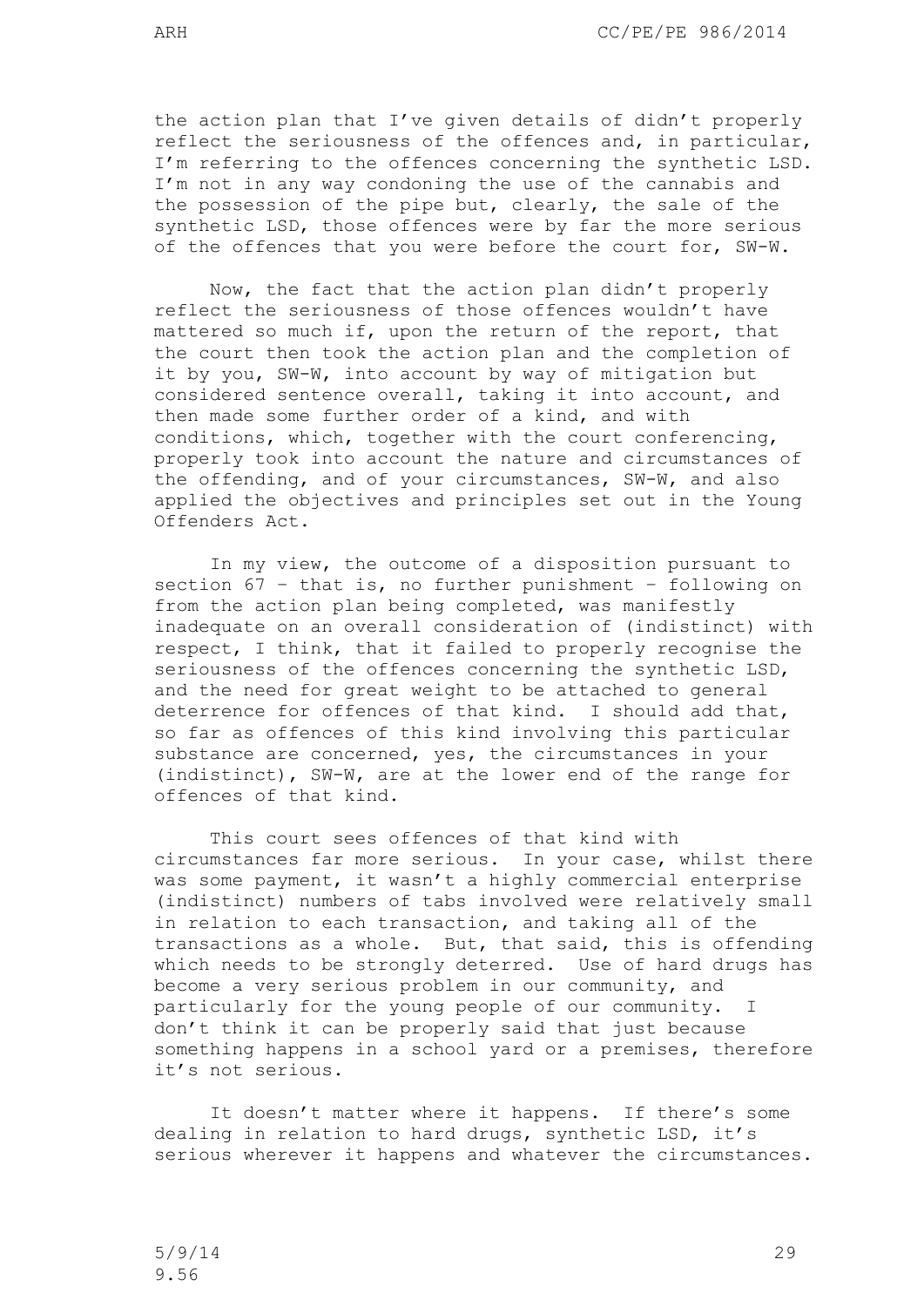the action plan that I've given details of didn't properly reflect the seriousness of the offences and, in particular, I'm referring to the offences concerning the synthetic LSD. I'm not in any way condoning the use of the cannabis and the possession of the pipe but, clearly, the sale of the synthetic LSD, those offences were by far the more serious of the offences that you were before the court for, SW-W.

Now, the fact that the action plan didn't properly reflect the seriousness of those offences wouldn't have mattered so much if, upon the return of the report, that the court then took the action plan and the completion of it by you, SW-W, into account by way of mitigation but considered sentence overall, taking it into account, and then made some further order of a kind, and with conditions, which, together with the court conferencing, properly took into account the nature and circumstances of the offending, and of your circumstances, SW-W, and also applied the objectives and principles set out in the Young Offenders Act.

In my view, the outcome of a disposition pursuant to section 67 – that is, no further punishment – following on from the action plan being completed, was manifestly inadequate on an overall consideration of (indistinct) with respect, I think, that it failed to properly recognise the seriousness of the offences concerning the synthetic LSD, and the need for great weight to be attached to general deterrence for offences of that kind. I should add that, so far as offences of this kind involving this particular substance are concerned, yes, the circumstances in your (indistinct), SW-W, are at the lower end of the range for offences of that kind.

This court sees offences of that kind with circumstances far more serious. In your case, whilst there was some payment, it wasn't a highly commercial enterprise (indistinct) numbers of tabs involved were relatively small in relation to each transaction, and taking all of the transactions as a whole. But, that said, this is offending which needs to be strongly deterred. Use of hard drugs has become a very serious problem in our community, and particularly for the young people of our community. I don't think it can be properly said that just because something happens in a school yard or a premises, therefore it's not serious.

It doesn't matter where it happens. If there's some dealing in relation to hard drugs, synthetic LSD, it's serious wherever it happens and whatever the circumstances.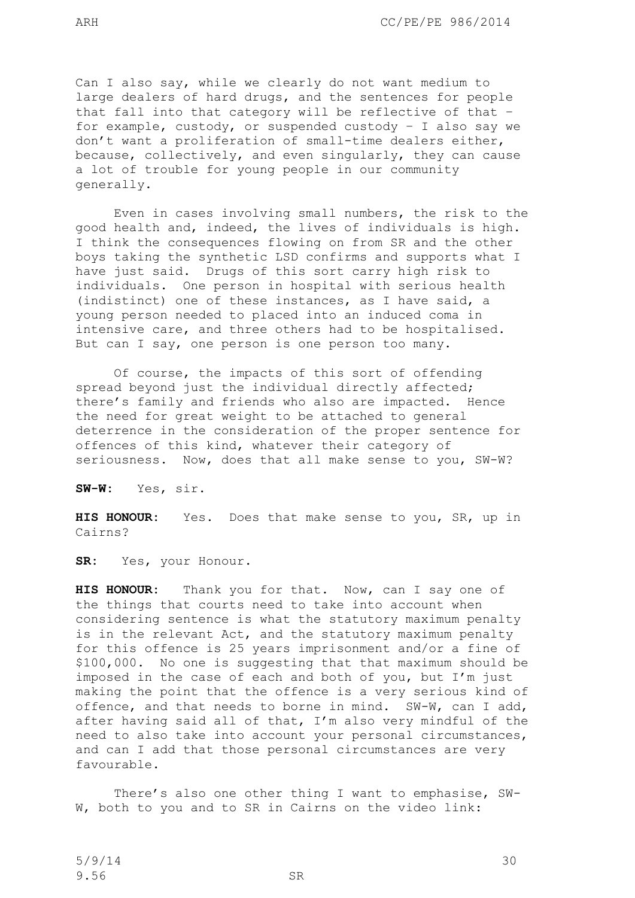Can I also say, while we clearly do not want medium to large dealers of hard drugs, and the sentences for people that fall into that category will be reflective of that – for example, custody, or suspended custody – I also say we don't want a proliferation of small-time dealers either, because, collectively, and even singularly, they can cause a lot of trouble for young people in our community generally.

Even in cases involving small numbers, the risk to the good health and, indeed, the lives of individuals is high. I think the consequences flowing on from SR and the other boys taking the synthetic LSD confirms and supports what I have just said. Drugs of this sort carry high risk to individuals. One person in hospital with serious health (indistinct) one of these instances, as I have said, a young person needed to placed into an induced coma in intensive care, and three others had to be hospitalised. But can I say, one person is one person too many.

Of course, the impacts of this sort of offending spread beyond just the individual directly affected; there's family and friends who also are impacted. Hence the need for great weight to be attached to general deterrence in the consideration of the proper sentence for offences of this kind, whatever their category of seriousness. Now, does that all make sense to you, SW-W?

**SW-W:** Yes, sir.

**HIS HONOUR:** Yes. Does that make sense to you, SR, up in Cairns?

**SR:** Yes, your Honour.

**HIS HONOUR:** Thank you for that. Now, can I say one of the things that courts need to take into account when considering sentence is what the statutory maximum penalty is in the relevant Act, and the statutory maximum penalty for this offence is 25 years imprisonment and/or a fine of $100,000. No one is suggesting that that maximum should be imposed in the case of each and both of you, but I'm just making the point that the offence is a very serious kind of offence, and that needs to borne in mind. SW-W, can I add, after having said all of that, I'm also very mindful of the need to also take into account your personal circumstances, and can I add that those personal circumstances are very favourable.

There's also one other thing I want to emphasise, SW-W, both to you and to SR in Cairns on the video link: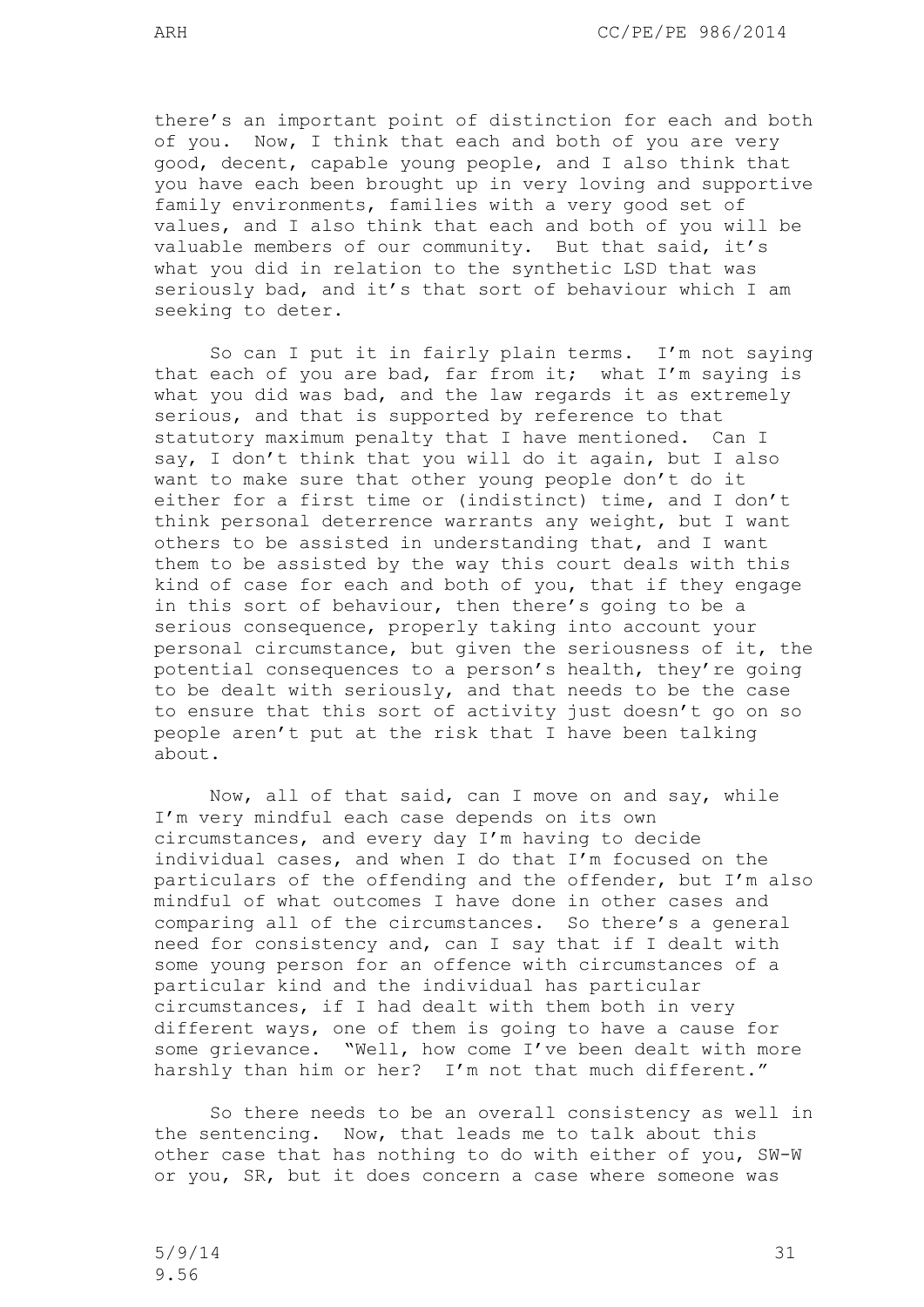there's an important point of distinction for each and both of you. Now, I think that each and both of you are very good, decent, capable young people, and I also think that you have each been brought up in very loving and supportive family environments, families with a very good set of values, and I also think that each and both of you will be valuable members of our community. But that said, it's what you did in relation to the synthetic LSD that was seriously bad, and it's that sort of behaviour which I am seeking to deter.

So can I put it in fairly plain terms. I'm not saying that each of you are bad, far from it; what I'm saying is what you did was bad, and the law regards it as extremely serious, and that is supported by reference to that statutory maximum penalty that I have mentioned. Can I say, I don't think that you will do it again, but I also want to make sure that other young people don't do it either for a first time or (indistinct) time, and I don't think personal deterrence warrants any weight, but I want others to be assisted in understanding that, and I want them to be assisted by the way this court deals with this kind of case for each and both of you, that if they engage in this sort of behaviour, then there's going to be a serious consequence, properly taking into account your personal circumstance, but given the seriousness of it, the potential consequences to a person's health, they're going to be dealt with seriously, and that needs to be the case to ensure that this sort of activity just doesn't go on so people aren't put at the risk that I have been talking about.

Now, all of that said, can I move on and say, while I'm very mindful each case depends on its own circumstances, and every day I'm having to decide individual cases, and when I do that I'm focused on the particulars of the offending and the offender, but I'm also mindful of what outcomes I have done in other cases and comparing all of the circumstances. So there's a general need for consistency and, can I say that if I dealt with some young person for an offence with circumstances of a particular kind and the individual has particular circumstances, if I had dealt with them both in very different ways, one of them is going to have a cause for some grievance. "Well, how come I've been dealt with more harshly than him or her? I'm not that much different."

So there needs to be an overall consistency as well in the sentencing. Now, that leads me to talk about this other case that has nothing to do with either of you, SW-W or you, SR, but it does concern a case where someone was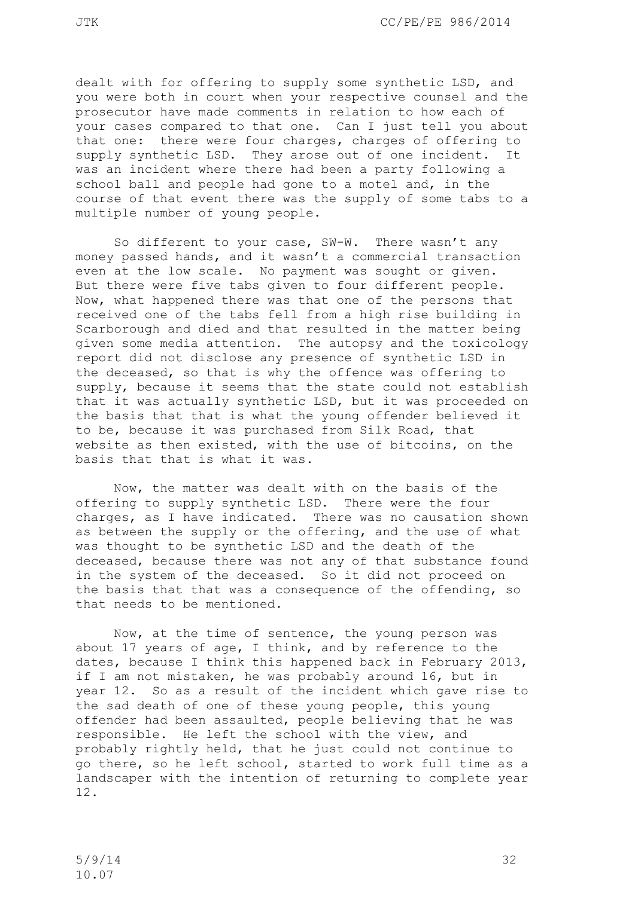dealt with for offering to supply some synthetic LSD, and you were both in court when your respective counsel and the prosecutor have made comments in relation to how each of your cases compared to that one. Can I just tell you about that one: there were four charges, charges of offering to supply synthetic LSD. They arose out of one incident. It was an incident where there had been a party following a school ball and people had gone to a motel and, in the course of that event there was the supply of some tabs to a multiple number of young people.

So different to your case, SW-W. There wasn't any money passed hands, and it wasn't a commercial transaction even at the low scale. No payment was sought or given. But there were five tabs given to four different people. Now, what happened there was that one of the persons that received one of the tabs fell from a high rise building in Scarborough and died and that resulted in the matter being given some media attention. The autopsy and the toxicology report did not disclose any presence of synthetic LSD in the deceased, so that is why the offence was offering to supply, because it seems that the state could not establish that it was actually synthetic LSD, but it was proceeded on the basis that that is what the young offender believed it to be, because it was purchased from Silk Road, that website as then existed, with the use of bitcoins, on the basis that that is what it was.

Now, the matter was dealt with on the basis of the offering to supply synthetic LSD. There were the four charges, as I have indicated. There was no causation shown as between the supply or the offering, and the use of what was thought to be synthetic LSD and the death of the deceased, because there was not any of that substance found in the system of the deceased. So it did not proceed on the basis that that was a consequence of the offending, so that needs to be mentioned.

Now, at the time of sentence, the young person was about 17 years of age, I think, and by reference to the dates, because I think this happened back in February 2013, if I am not mistaken, he was probably around 16, but in year 12. So as a result of the incident which gave rise to the sad death of one of these young people, this young offender had been assaulted, people believing that he was responsible. He left the school with the view, and probably rightly held, that he just could not continue to go there, so he left school, started to work full time as a landscaper with the intention of returning to complete year 12.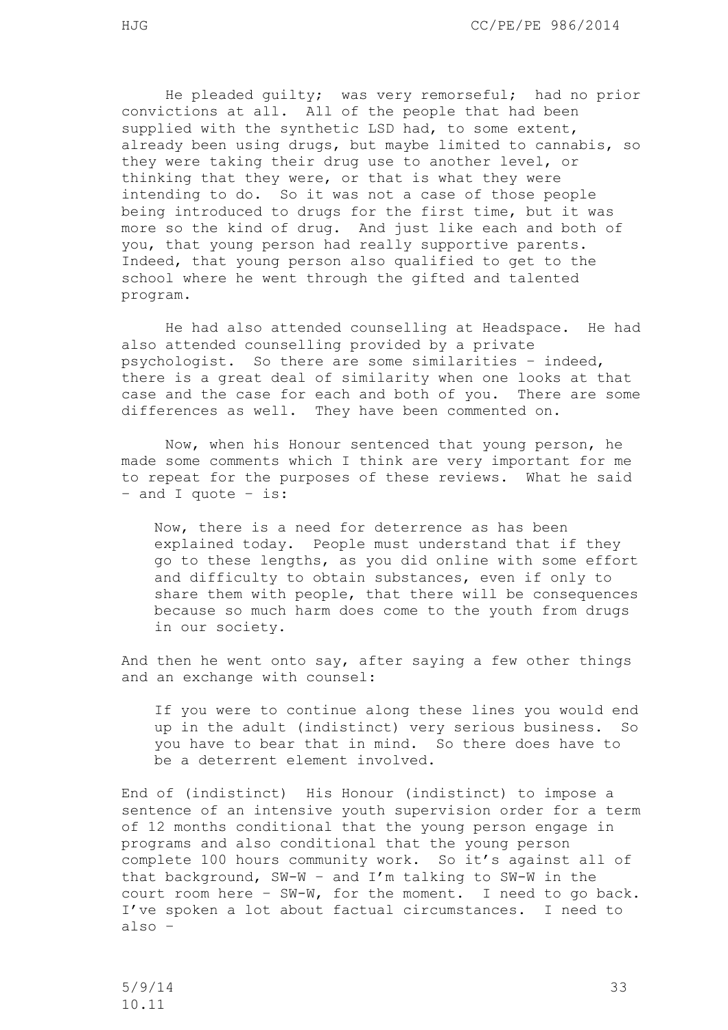He pleaded guilty; was very remorseful; had no prior convictions at all. All of the people that had been supplied with the synthetic LSD had, to some extent, already been using drugs, but maybe limited to cannabis, so they were taking their drug use to another level, or thinking that they were, or that is what they were intending to do. So it was not a case of those people being introduced to drugs for the first time, but it was more so the kind of drug. And just like each and both of you, that young person had really supportive parents. Indeed, that young person also qualified to get to the school where he went through the gifted and talented program.

He had also attended counselling at Headspace. He had also attended counselling provided by a private psychologist. So there are some similarities – indeed, there is a great deal of similarity when one looks at that case and the case for each and both of you. There are some differences as well. They have been commented on.

Now, when his Honour sentenced that young person, he made some comments which I think are very important for me to repeat for the purposes of these reviews. What he said – and I quote – is:

> Now, there is a need for deterrence as has been explained today. People must understand that if they go to these lengths, as you did online with some effort and difficulty to obtain substances, even if only to share them with people, that there will be consequences because so much harm does come to the youth from drugs in our society.

And then he went onto say, after saying a few other things and an exchange with counsel:

> If you were to continue along these lines you would end up in the adult (indistinct) very serious business. So you have to bear that in mind. So there does have to be a deterrent element involved.

End of (indistinct) His Honour (indistinct) to impose a sentence of an intensive youth supervision order for a term of 12 months conditional that the young person engage in programs and also conditional that the young person complete 100 hours community work. So it's against all of that background, SW-W – and I'm talking to SW-W in the court room here – SW-W, for the moment. I need to go back. I've spoken a lot about factual circumstances. I need to also –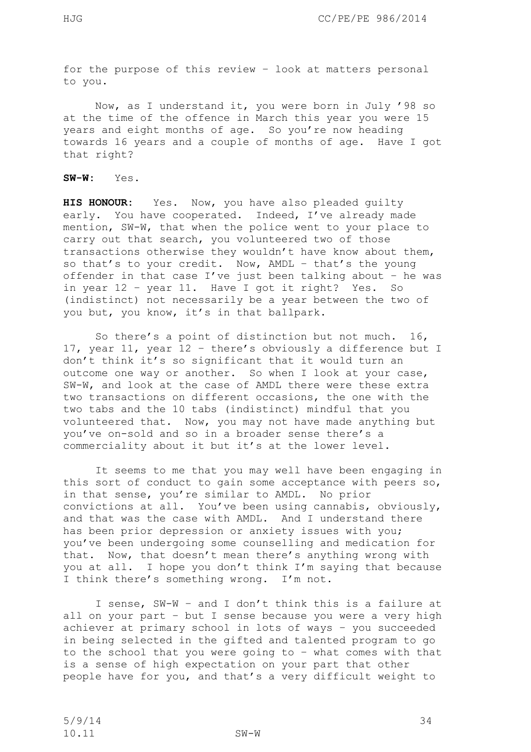for the purpose of this review – look at matters personal to you.

Now, as I understand it, you were born in July '98 so at the time of the offence in March this year you were 15 years and eight months of age. So you're now heading towards 16 years and a couple of months of age. Have I got that right?

**SW-W:** Yes.

**HIS HONOUR:** Yes. Now, you have also pleaded guilty early. You have cooperated. Indeed, I've already made mention, SW-W, that when the police went to your place to carry out that search, you volunteered two of those transactions otherwise they wouldn't have know about them, so that's to your credit. Now, AMDL – that's the young offender in that case I've just been talking about – he was in year 12 – year 11. Have I got it right? Yes. So (indistinct) not necessarily be a year between the two of you but, you know, it's in that ballpark.

So there's a point of distinction but not much. 16, 17, year 11, year 12 – there's obviously a difference but I don't think it's so significant that it would turn an outcome one way or another. So when I look at your case, SW-W, and look at the case of AMDL there were these extra two transactions on different occasions, the one with the two tabs and the 10 tabs (indistinct) mindful that you volunteered that. Now, you may not have made anything but you've on-sold and so in a broader sense there's a commerciality about it but it's at the lower level.

It seems to me that you may well have been engaging in this sort of conduct to gain some acceptance with peers so, in that sense, you're similar to AMDL. No prior convictions at all. You've been using cannabis, obviously, and that was the case with AMDL. And I understand there has been prior depression or anxiety issues with you; you've been undergoing some counselling and medication for that. Now, that doesn't mean there's anything wrong with you at all. I hope you don't think I'm saying that because I think there's something wrong. I'm not.

I sense, SW-W – and I don't think this is a failure at all on your part – but I sense because you were a very high achiever at primary school in lots of ways – you succeeded in being selected in the gifted and talented program to go to the school that you were going to – what comes with that is a sense of high expectation on your part that other people have for you, and that's a very difficult weight to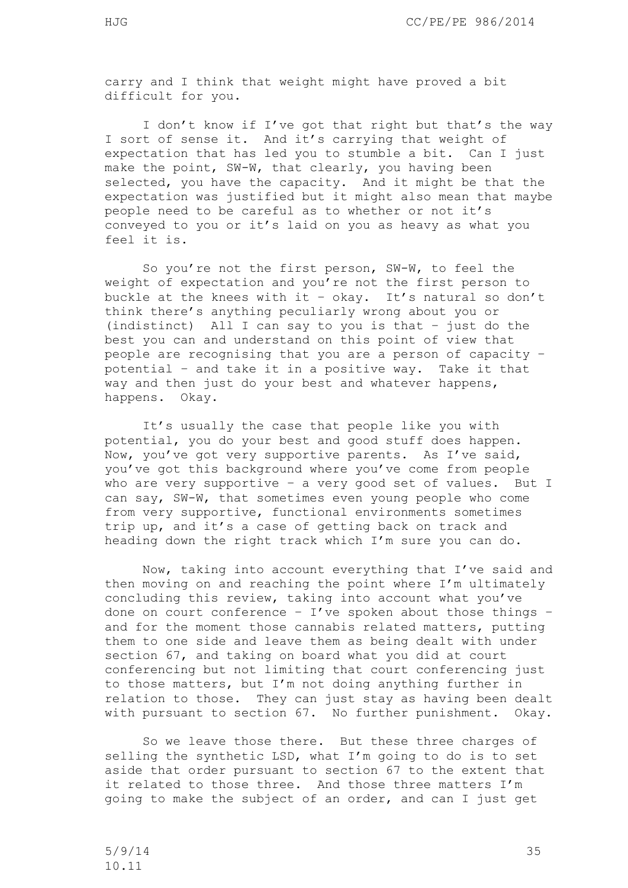carry and I think that weight might have proved a bit difficult for you.

I don't know if I've got that right but that's the way I sort of sense it. And it's carrying that weight of expectation that has led you to stumble a bit. Can I just make the point, SW-W, that clearly, you having been selected, you have the capacity. And it might be that the expectation was justified but it might also mean that maybe people need to be careful as to whether or not it's conveyed to you or it's laid on you as heavy as what you feel it is.

So you're not the first person, SW-W, to feel the weight of expectation and you're not the first person to buckle at the knees with it – okay. It's natural so don't think there's anything peculiarly wrong about you or (indistinct) All I can say to you is that – just do the best you can and understand on this point of view that people are recognising that you are a person of capacity – potential – and take it in a positive way. Take it that way and then just do your best and whatever happens, happens. Okay.

It's usually the case that people like you with potential, you do your best and good stuff does happen. Now, you've got very supportive parents. As I've said, you've got this background where you've come from people who are very supportive – a very good set of values. But I can say, SW-W, that sometimes even young people who come from very supportive, functional environments sometimes trip up, and it's a case of getting back on track and heading down the right track which I'm sure you can do.

Now, taking into account everything that I've said and then moving on and reaching the point where I'm ultimately concluding this review, taking into account what you've done on court conference – I've spoken about those things – and for the moment those cannabis related matters, putting them to one side and leave them as being dealt with under section 67, and taking on board what you did at court conferencing but not limiting that court conferencing just to those matters, but I'm not doing anything further in relation to those. They can just stay as having been dealt with pursuant to section 67. No further punishment. Okay.

So we leave those there. But these three charges of selling the synthetic LSD, what I'm going to do is to set aside that order pursuant to section 67 to the extent that it related to those three. And those three matters I'm going to make the subject of an order, and can I just get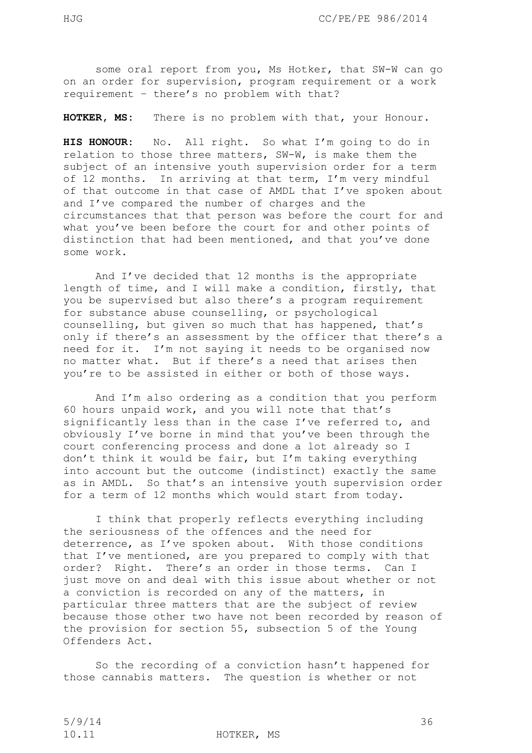some oral report from you, Ms Hotker, that SW-W can go on an order for supervision, program requirement or a work requirement – there's no problem with that?

**HOTKER, MS**: There is no problem with that, your Honour.

**HIS HONOUR**: No. All right. So what I'm going to do in relation to those three matters, SW-W, is make them the subject of an intensive youth supervision order for a term of 12 months. In arriving at that term, I'm very mindful of that outcome in that case of AMDL that I've spoken about and I've compared the number of charges and the circumstances that that person was before the court for and what you've been before the court for and other points of distinction that had been mentioned, and that you've done some work.

And I've decided that 12 months is the appropriate length of time, and I will make a condition, firstly, that you be supervised but also there's a program requirement for substance abuse counselling, or psychological counselling, but given so much that has happened, that's only if there's an assessment by the officer that there's a need for it. I'm not saying it needs to be organised now no matter what. But if there's a need that arises then you're to be assisted in either or both of those ways.

And I'm also ordering as a condition that you perform 60 hours unpaid work, and you will note that that's significantly less than in the case I've referred to, and obviously I've borne in mind that you've been through the court conferencing process and done a lot already so I don't think it would be fair, but I'm taking everything into account but the outcome (indistinct) exactly the same as in AMDL. So that's an intensive youth supervision order for a term of 12 months which would start from today.

I think that properly reflects everything including the seriousness of the offences and the need for deterrence, as I've spoken about. With those conditions that I've mentioned, are you prepared to comply with that order? Right. There's an order in those terms. Can I just move on and deal with this issue about whether or not a conviction is recorded on any of the matters, in particular three matters that are the subject of review because those other two have not been recorded by reason of the provision for section 55, subsection 5 of the Young Offenders Act.

So the recording of a conviction hasn't happened for those cannabis matters. The question is whether or not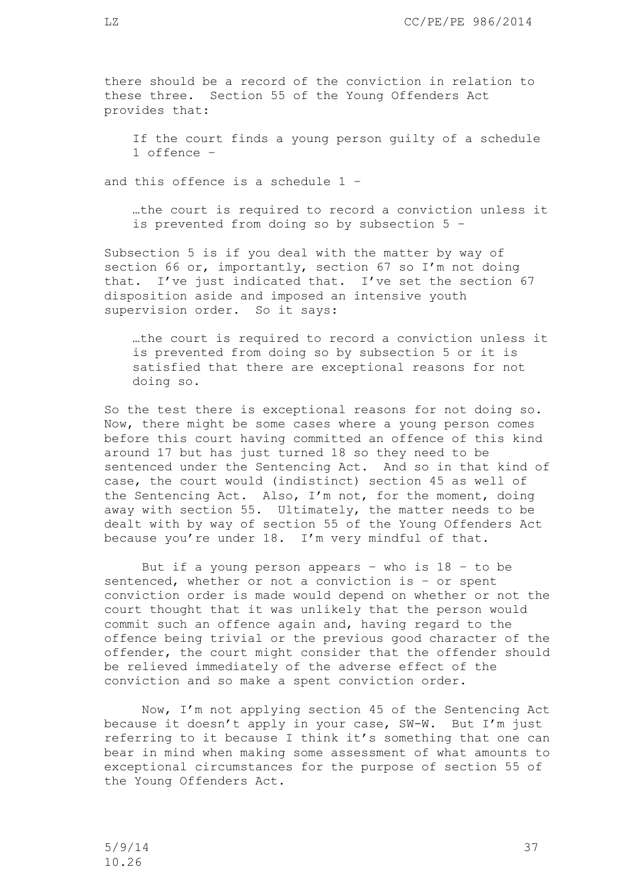there should be a record of the conviction in relation to these three. Section 55 of the Young Offenders Act provides that:

> If the court finds a young person guilty of a schedule 1 offence –

and this offence is a schedule 1 –

> …the court is required to record a conviction unless it is prevented from doing so by subsection 5 –

Subsection 5 is if you deal with the matter by way of section 66 or, importantly, section 67 so I'm not doing that. I've just indicated that. I've set the section 67 disposition aside and imposed an intensive youth supervision order. So it says:

> …the court is required to record a conviction unless it is prevented from doing so by subsection 5 or it is satisfied that there are exceptional reasons for not doing so.

So the test there is exceptional reasons for not doing so. Now, there might be some cases where a young person comes before this court having committed an offence of this kind around 17 but has just turned 18 so they need to be sentenced under the Sentencing Act. And so in that kind of case, the court would (indistinct) section 45 as well of the Sentencing Act. Also, I'm not, for the moment, doing away with section 55. Ultimately, the matter needs to be dealt with by way of section 55 of the Young Offenders Act because you're under 18. I'm very mindful of that.

But if a young person appears – who is 18 – to be sentenced, whether or not a conviction is – or spent conviction order is made would depend on whether or not the court thought that it was unlikely that the person would commit such an offence again and, having regard to the offence being trivial or the previous good character of the offender, the court might consider that the offender should be relieved immediately of the adverse effect of the conviction and so make a spent conviction order.

Now, I'm not applying section 45 of the Sentencing Act because it doesn't apply in your case, SW-W. But I'm just referring to it because I think it's something that one can bear in mind when making some assessment of what amounts to exceptional circumstances for the purpose of section 55 of the Young Offenders Act.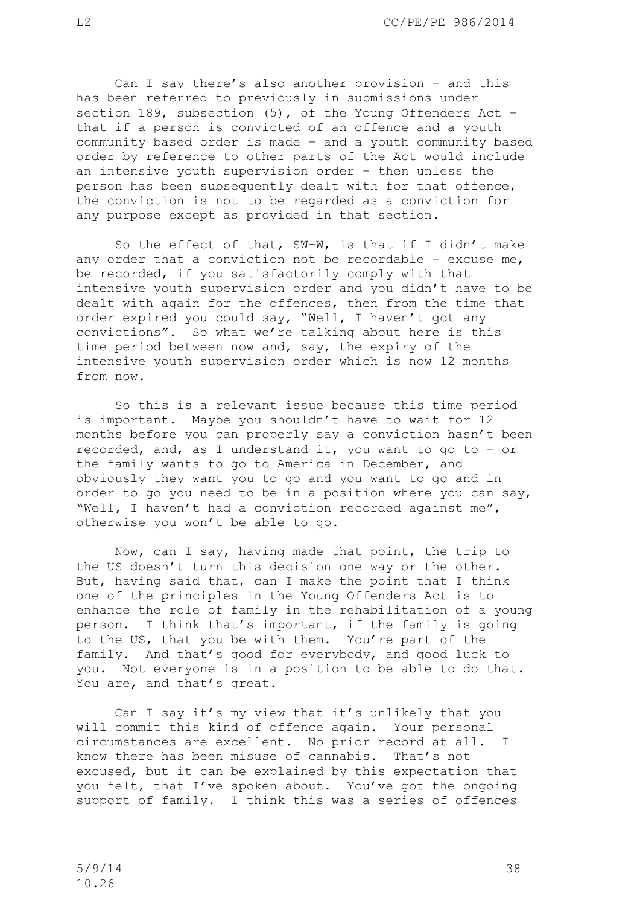Can I say there's also another provision – and this has been referred to previously in submissions under section 189, subsection (5), of the Young Offenders Act – that if a person is convicted of an offence and a youth community based order is made – and a youth community based order by reference to other parts of the Act would include an intensive youth supervision order – then unless the person has been subsequently dealt with for that offence, the conviction is not to be regarded as a conviction for any purpose except as provided in that section.

So the effect of that, SW-W, is that if I didn't make any order that a conviction not be recordable – excuse me, be recorded, if you satisfactorily comply with that intensive youth supervision order and you didn't have to be dealt with again for the offences, then from the time that order expired you could say, "Well, I haven't got any convictions". So what we're talking about here is this time period between now and, say, the expiry of the intensive youth supervision order which is now 12 months from now.

So this is a relevant issue because this time period is important. Maybe you shouldn't have to wait for 12 months before you can properly say a conviction hasn't been recorded, and, as I understand it, you want to go to – or the family wants to go to America in December, and obviously they want you to go and you want to go and in order to go you need to be in a position where you can say, "Well, I haven't had a conviction recorded against me", otherwise you won't be able to go.

Now, can I say, having made that point, the trip to the US doesn't turn this decision one way or the other. But, having said that, can I make the point that I think one of the principles in the Young Offenders Act is to enhance the role of family in the rehabilitation of a young person. I think that's important, if the family is going to the US, that you be with them. You're part of the family. And that's good for everybody, and good luck to you. Not everyone is in a position to be able to do that. You are, and that's great.

Can I say it's my view that it's unlikely that you will commit this kind of offence again. Your personal circumstances are excellent. No prior record at all. I know there has been misuse of cannabis. That's not excused, but it can be explained by this expectation that you felt, that I've spoken about. You've got the ongoing support of family. I think this was a series of offences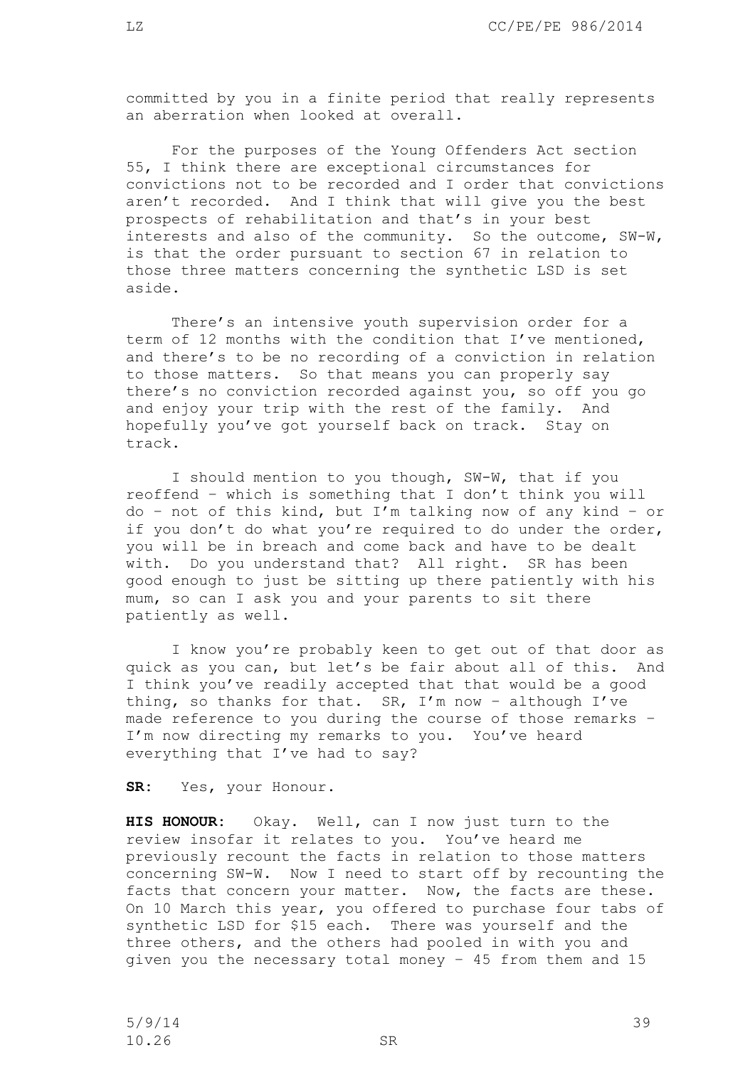committed by you in a finite period that really represents an aberration when looked at overall.

For the purposes of the Young Offenders Act section 55, I think there are exceptional circumstances for convictions not to be recorded and I order that convictions aren't recorded. And I think that will give you the best prospects of rehabilitation and that's in your best interests and also of the community. So the outcome, SW-W, is that the order pursuant to section 67 in relation to those three matters concerning the synthetic LSD is set aside.

There's an intensive youth supervision order for a term of 12 months with the condition that I've mentioned, and there's to be no recording of a conviction in relation to those matters. So that means you can properly say there's no conviction recorded against you, so off you go and enjoy your trip with the rest of the family. And hopefully you've got yourself back on track. Stay on track.

I should mention to you though, SW-W, that if you reoffend – which is something that I don't think you will do – not of this kind, but I'm talking now of any kind – or if you don't do what you're required to do under the order, you will be in breach and come back and have to be dealt with. Do you understand that? All right. SR has been good enough to just be sitting up there patiently with his mum, so can I ask you and your parents to sit there patiently as well.

I know you're probably keen to get out of that door as quick as you can, but let's be fair about all of this. And I think you've readily accepted that that would be a good thing, so thanks for that. SR, I'm now – although I've made reference to you during the course of those remarks – I'm now directing my remarks to you. You've heard everything that I've had to say?

**SR:** Yes, your Honour.

**HIS HONOUR:** Okay. Well, can I now just turn to the review insofar it relates to you. You've heard me previously recount the facts in relation to those matters concerning SW-W. Now I need to start off by recounting the facts that concern your matter. Now, the facts are these. On 10 March this year, you offered to purchase four tabs of synthetic LSD for $15 each. There was yourself and the three others, and the others had pooled in with you and given you the necessary total money – 45 from them and 15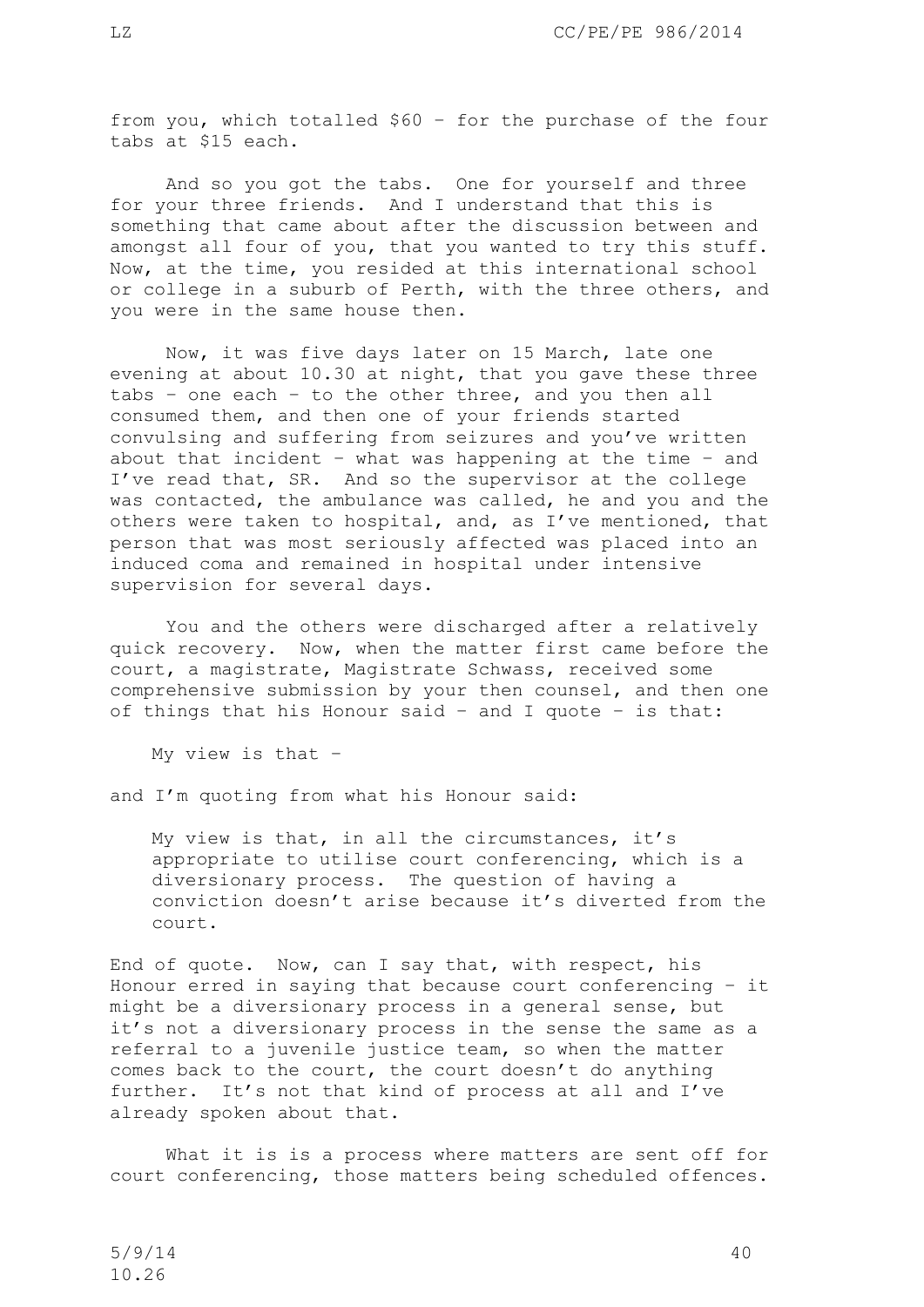from you, which totalled $60 – for the purchase of the four tabs at $15 each.

And so you got the tabs. One for yourself and three for your three friends. And I understand that this is something that came about after the discussion between and amongst all four of you, that you wanted to try this stuff. Now, at the time, you resided at this international school or college in a suburb of Perth, with the three others, and you were in the same house then.

Now, it was five days later on 15 March, late one evening at about 10.30 at night, that you gave these three tabs – one each – to the other three, and you then all consumed them, and then one of your friends started convulsing and suffering from seizures and you've written about that incident – what was happening at the time – and I've read that, SR. And so the supervisor at the college was contacted, the ambulance was called, he and you and the others were taken to hospital, and, as I've mentioned, that person that was most seriously affected was placed into an induced coma and remained in hospital under intensive supervision for several days.

You and the others were discharged after a relatively quick recovery. Now, when the matter first came before the court, a magistrate, Magistrate Schwass, received some comprehensive submission by your then counsel, and then one of things that his Honour said – and I quote – is that:

> My view is that –

and I'm quoting from what his Honour said:

> My view is that, in all the circumstances, it's appropriate to utilise court conferencing, which is a diversionary process. The question of having a conviction doesn't arise because it's diverted from the court.

End of quote. Now, can I say that, with respect, his Honour erred in saying that because court conferencing – it might be a diversionary process in a general sense, but it's not a diversionary process in the sense the same as a referral to a juvenile justice team, so when the matter comes back to the court, the court doesn't do anything further. It's not that kind of process at all and I've already spoken about that.

What it is is a process where matters are sent off for court conferencing, those matters being scheduled offences.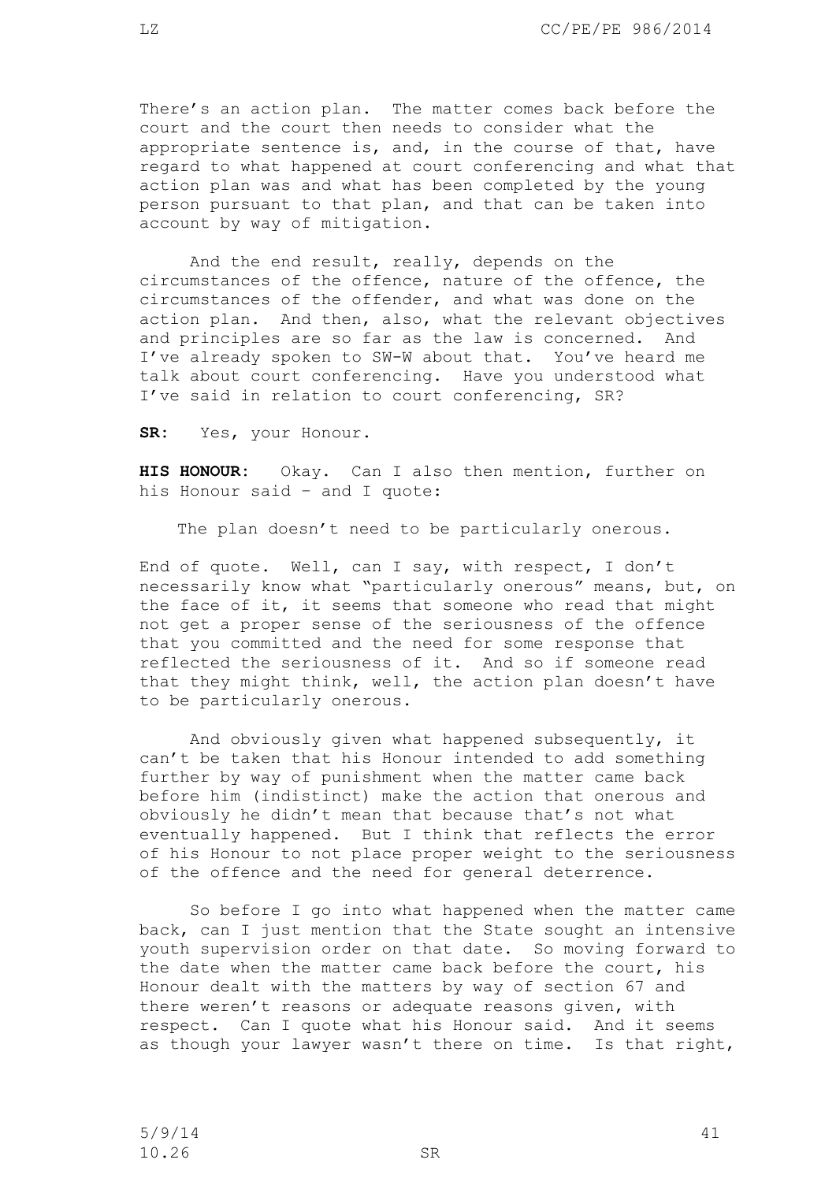There's an action plan. The matter comes back before the court and the court then needs to consider what the appropriate sentence is, and, in the course of that, have regard to what happened at court conferencing and what that action plan was and what has been completed by the young person pursuant to that plan, and that can be taken into account by way of mitigation.

And the end result, really, depends on the circumstances of the offence, nature of the offence, the circumstances of the offender, and what was done on the action plan. And then, also, what the relevant objectives and principles are so far as the law is concerned. And I've already spoken to SW-W about that. You've heard me talk about court conferencing. Have you understood what I've said in relation to court conferencing, SR?

**SR:** Yes, your Honour.

**HIS HONOUR:** Okay. Can I also then mention, further on his Honour said – and I quote:

> The plan doesn't need to be particularly onerous.

End of quote. Well, can I say, with respect, I don't necessarily know what "particularly onerous" means, but, on the face of it, it seems that someone who read that might not get a proper sense of the seriousness of the offence that you committed and the need for some response that reflected the seriousness of it. And so if someone read that they might think, well, the action plan doesn't have to be particularly onerous.

And obviously given what happened subsequently, it can't be taken that his Honour intended to add something further by way of punishment when the matter came back before him (indistinct) make the action that onerous and obviously he didn't mean that because that's not what eventually happened. But I think that reflects the error of his Honour to not place proper weight to the seriousness of the offence and the need for general deterrence.

So before I go into what happened when the matter came back, can I just mention that the State sought an intensive youth supervision order on that date. So moving forward to the date when the matter came back before the court, his Honour dealt with the matters by way of section 67 and there weren't reasons or adequate reasons given, with respect. Can I quote what his Honour said. And it seems as though your lawyer wasn't there on time. Is that right,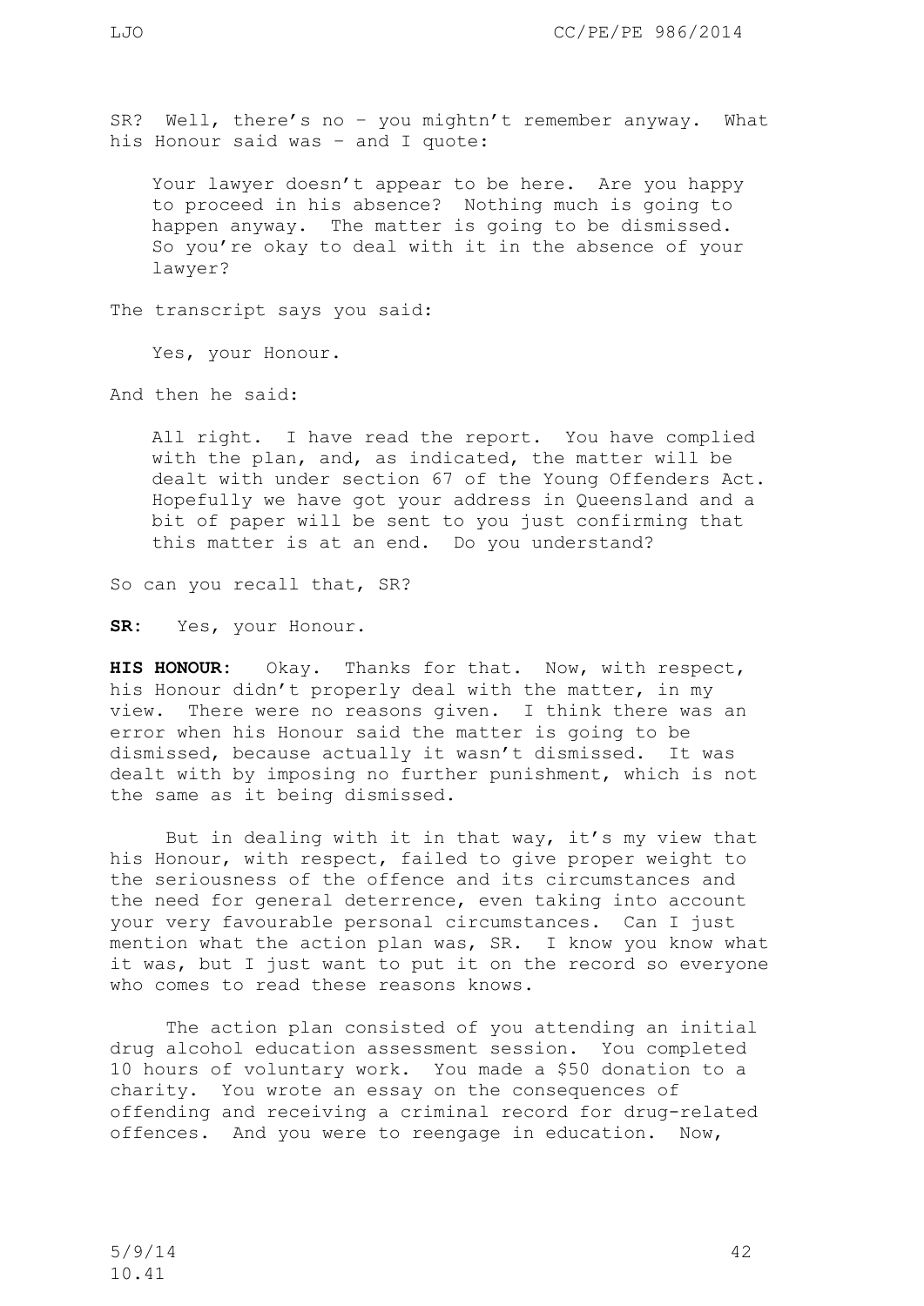SR? Well, there's no – you mightn't remember anyway. What his Honour said was – and I quote:

> Your lawyer doesn't appear to be here. Are you happy to proceed in his absence? Nothing much is going to happen anyway. The matter is going to be dismissed. So you're okay to deal with it in the absence of your lawyer?

The transcript says you said:

> Yes, your Honour.

And then he said:

> All right. I have read the report. You have complied with the plan, and, as indicated, the matter will be dealt with under section 67 of the Young Offenders Act. Hopefully we have got your address in Queensland and a bit of paper will be sent to you just confirming that this matter is at an end. Do you understand?

So can you recall that, SR?

**SR:** Yes, your Honour.

**HIS HONOUR:** Okay. Thanks for that. Now, with respect, his Honour didn't properly deal with the matter, in my view. There were no reasons given. I think there was an error when his Honour said the matter is going to be dismissed, because actually it wasn't dismissed. It was dealt with by imposing no further punishment, which is not the same as it being dismissed.

But in dealing with it in that way, it's my view that his Honour, with respect, failed to give proper weight to the seriousness of the offence and its circumstances and the need for general deterrence, even taking into account your very favourable personal circumstances. Can I just mention what the action plan was, SR. I know you know what it was, but I just want to put it on the record so everyone who comes to read these reasons knows.

The action plan consisted of you attending an initial drug alcohol education assessment session. You completed 10 hours of voluntary work. You made a $50 donation to a charity. You wrote an essay on the consequences of offending and receiving a criminal record for drug-related offences. And you were to reengage in education. Now,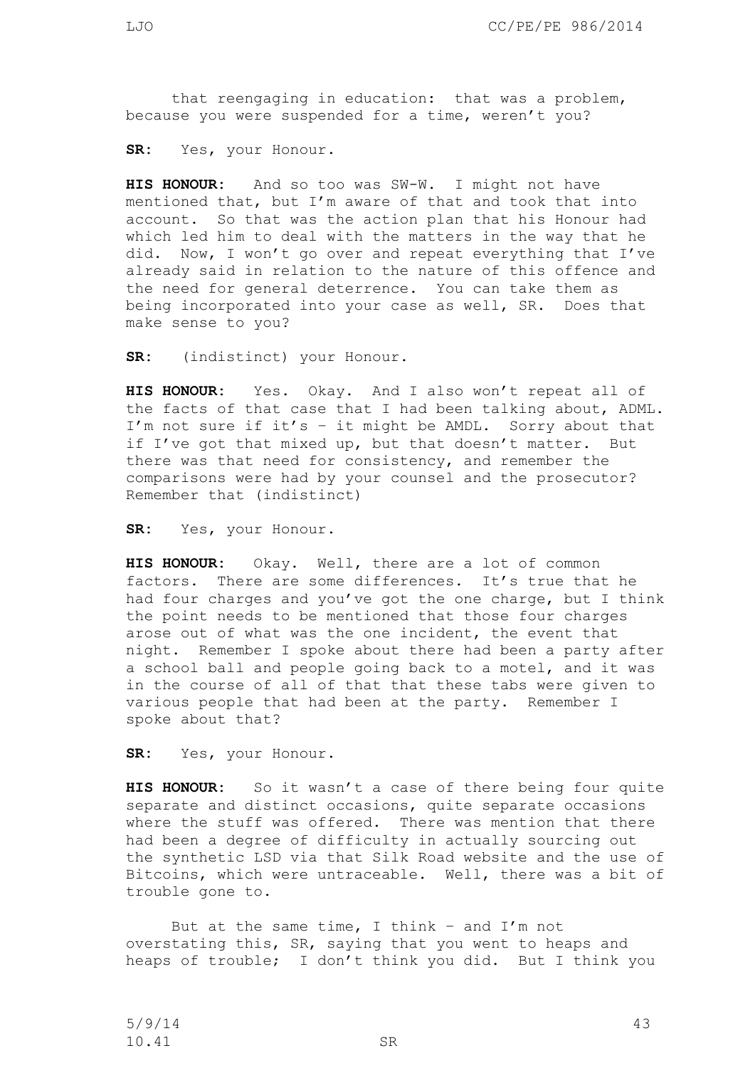that reengaging in education: that was a problem, because you were suspended for a time, weren't you?

**SR:** Yes, your Honour.

**HIS HONOUR:** And so too was SW-W. I might not have mentioned that, but I'm aware of that and took that into account. So that was the action plan that his Honour had which led him to deal with the matters in the way that he did. Now, I won't go over and repeat everything that I've already said in relation to the nature of this offence and the need for general deterrence. You can take them as being incorporated into your case as well, SR. Does that make sense to you?

**SR:** (indistinct) your Honour.

**HIS HONOUR:** Yes. Okay. And I also won't repeat all of the facts of that case that I had been talking about, ADML. I'm not sure if it's – it might be AMDL. Sorry about that if I've got that mixed up, but that doesn't matter. But there was that need for consistency, and remember the comparisons were had by your counsel and the prosecutor? Remember that (indistinct)

**SR:** Yes, your Honour.

**HIS HONOUR:** Okay. Well, there are a lot of common factors. There are some differences. It's true that he had four charges and you've got the one charge, but I think the point needs to be mentioned that those four charges arose out of what was the one incident, the event that night. Remember I spoke about there had been a party after a school ball and people going back to a motel, and it was in the course of all of that that these tabs were given to various people that had been at the party. Remember I spoke about that?

**SR:** Yes, your Honour.

**HIS HONOUR:** So it wasn't a case of there being four quite separate and distinct occasions, quite separate occasions where the stuff was offered. There was mention that there had been a degree of difficulty in actually sourcing out the synthetic LSD via that Silk Road website and the use of Bitcoins, which were untraceable. Well, there was a bit of trouble gone to.

But at the same time, I think – and I'm not overstating this, SR, saying that you went to heaps and heaps of trouble; I don't think you did. But I think you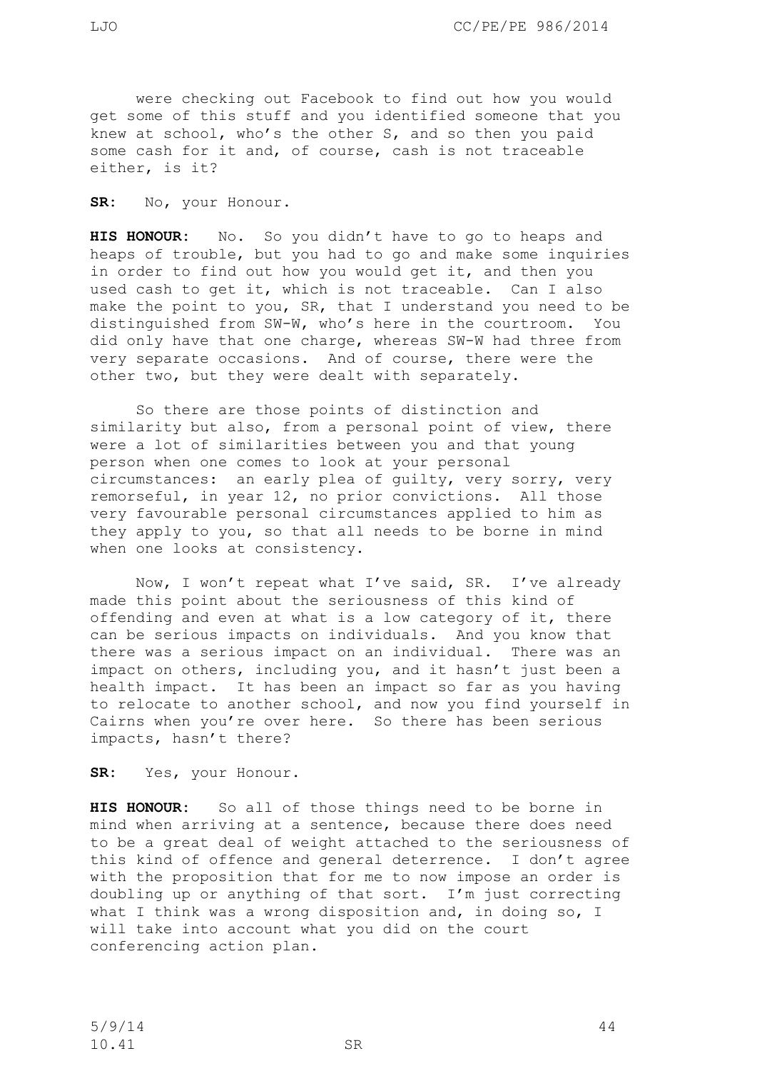were checking out Facebook to find out how you would get some of this stuff and you identified someone that you knew at school, who's the other S, and so then you paid some cash for it and, of course, cash is not traceable either, is it?

**SR:** No, your Honour.

**HIS HONOUR:** No. So you didn't have to go to heaps and heaps of trouble, but you had to go and make some inquiries in order to find out how you would get it, and then you used cash to get it, which is not traceable. Can I also make the point to you, SR, that I understand you need to be distinguished from SW-W, who's here in the courtroom. You did only have that one charge, whereas SW-W had three from very separate occasions. And of course, there were the other two, but they were dealt with separately.

So there are those points of distinction and similarity but also, from a personal point of view, there were a lot of similarities between you and that young person when one comes to look at your personal circumstances: an early plea of guilty, very sorry, very remorseful, in year 12, no prior convictions. All those very favourable personal circumstances applied to him as they apply to you, so that all needs to be borne in mind when one looks at consistency.

Now, I won't repeat what I've said, SR. I've already made this point about the seriousness of this kind of offending and even at what is a low category of it, there can be serious impacts on individuals. And you know that there was a serious impact on an individual. There was an impact on others, including you, and it hasn't just been a health impact. It has been an impact so far as you having to relocate to another school, and now you find yourself in Cairns when you're over here. So there has been serious impacts, hasn't there?

**SR:** Yes, your Honour.

**HIS HONOUR:** So all of those things need to be borne in mind when arriving at a sentence, because there does need to be a great deal of weight attached to the seriousness of this kind of offence and general deterrence. I don't agree with the proposition that for me to now impose an order is doubling up or anything of that sort. I'm just correcting what I think was a wrong disposition and, in doing so, I will take into account what you did on the court conferencing action plan.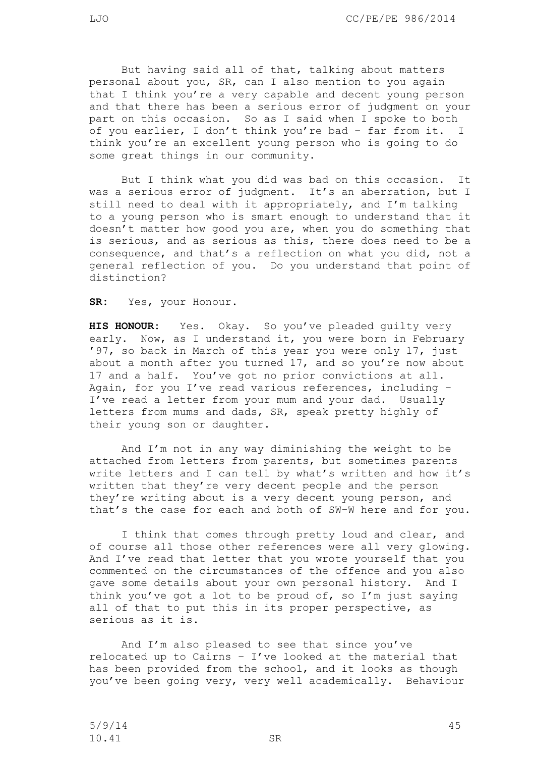But having said all of that, talking about matters personal about you, SR, can I also mention to you again that I think you're a very capable and decent young person and that there has been a serious error of judgment on your part on this occasion. So as I said when I spoke to both of you earlier, I don't think you're bad – far from it. I think you're an excellent young person who is going to do some great things in our community.

But I think what you did was bad on this occasion. It was a serious error of judgment. It's an aberration, but I still need to deal with it appropriately, and I'm talking to a young person who is smart enough to understand that it doesn't matter how good you are, when you do something that is serious, and as serious as this, there does need to be a consequence, and that's a reflection on what you did, not a general reflection of you. Do you understand that point of distinction?

**SR:** Yes, your Honour.

**HIS HONOUR:** Yes. Okay. So you've pleaded guilty very early. Now, as I understand it, you were born in February '97, so back in March of this year you were only 17, just about a month after you turned 17, and so you're now about 17 and a half. You've got no prior convictions at all. Again, for you I've read various references, including – I've read a letter from your mum and your dad. Usually letters from mums and dads, SR, speak pretty highly of their young son or daughter.

And I'm not in any way diminishing the weight to be attached from letters from parents, but sometimes parents write letters and I can tell by what's written and how it's written that they're very decent people and the person they're writing about is a very decent young person, and that's the case for each and both of SW-W here and for you.

I think that comes through pretty loud and clear, and of course all those other references were all very glowing. And I've read that letter that you wrote yourself that you commented on the circumstances of the offence and you also gave some details about your own personal history. And I think you've got a lot to be proud of, so I'm just saying all of that to put this in its proper perspective, as serious as it is.

And I'm also pleased to see that since you've relocated up to Cairns – I've looked at the material that has been provided from the school, and it looks as though you've been going very, very well academically. Behaviour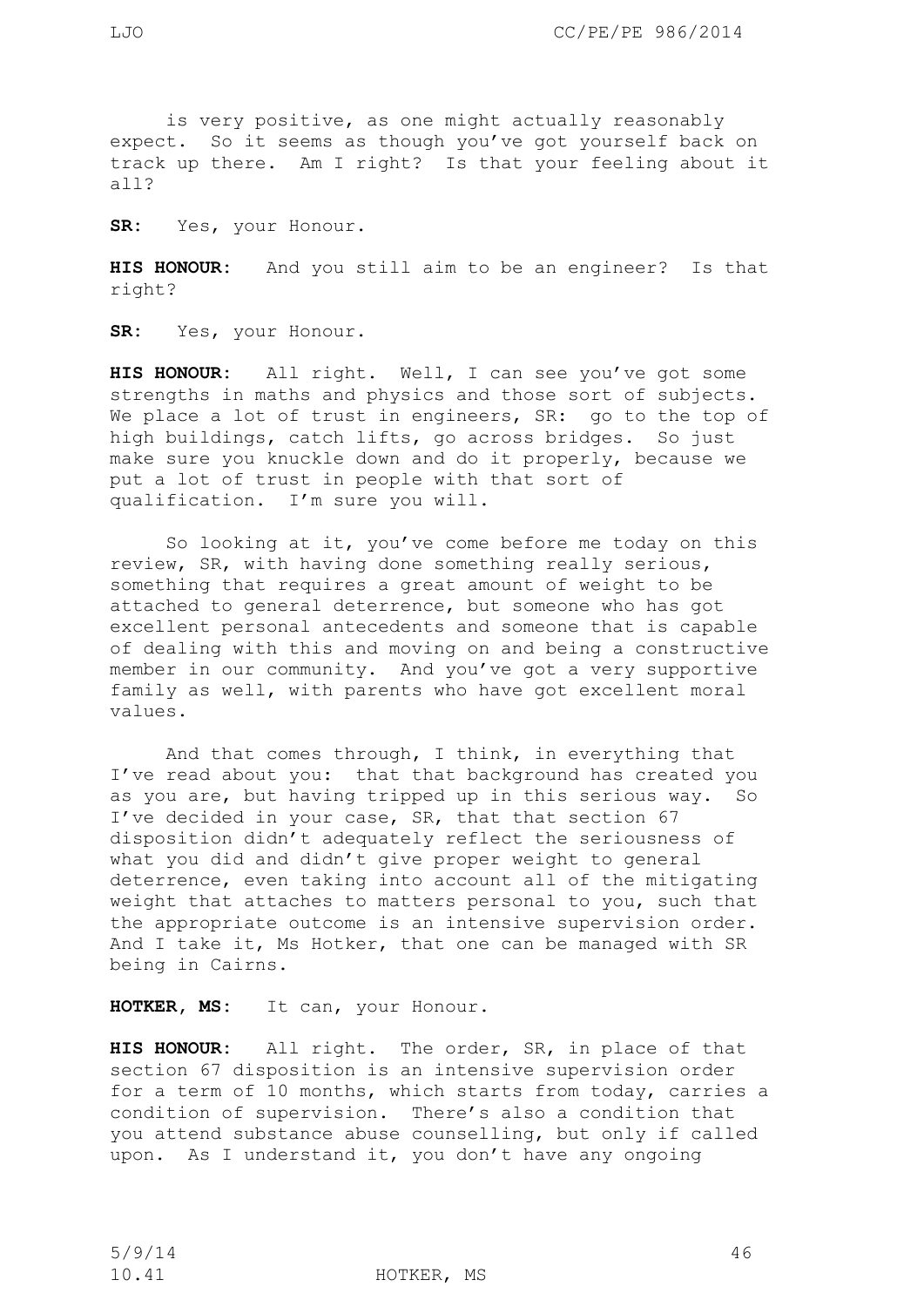is very positive, as one might actually reasonably expect. So it seems as though you've got yourself back on track up there. Am I right? Is that your feeling about it all?

**SR:** Yes, your Honour.

**HIS HONOUR:** And you still aim to be an engineer? Is that right?

**SR:** Yes, your Honour.

**HIS HONOUR:** All right. Well, I can see you've got some strengths in maths and physics and those sort of subjects. We place a lot of trust in engineers, SR: go to the top of high buildings, catch lifts, go across bridges. So just make sure you knuckle down and do it properly, because we put a lot of trust in people with that sort of qualification. I'm sure you will.

So looking at it, you've come before me today on this review, SR, with having done something really serious, something that requires a great amount of weight to be attached to general deterrence, but someone who has got excellent personal antecedents and someone that is capable of dealing with this and moving on and being a constructive member in our community. And you've got a very supportive family as well, with parents who have got excellent moral values.

And that comes through, I think, in everything that I've read about you: that that background has created you as you are, but having tripped up in this serious way. So I've decided in your case, SR, that that section 67 disposition didn't adequately reflect the seriousness of what you did and didn't give proper weight to general deterrence, even taking into account all of the mitigating weight that attaches to matters personal to you, such that the appropriate outcome is an intensive supervision order. And I take it, Ms Hotker, that one can be managed with SR being in Cairns.

**HOTKER, MS:** It can, your Honour.

**HIS HONOUR:** All right. The order, SR, in place of that section 67 disposition is an intensive supervision order for a term of 10 months, which starts from today, carries a condition of supervision. There's also a condition that you attend substance abuse counselling, but only if called upon. As I understand it, you don't have any ongoing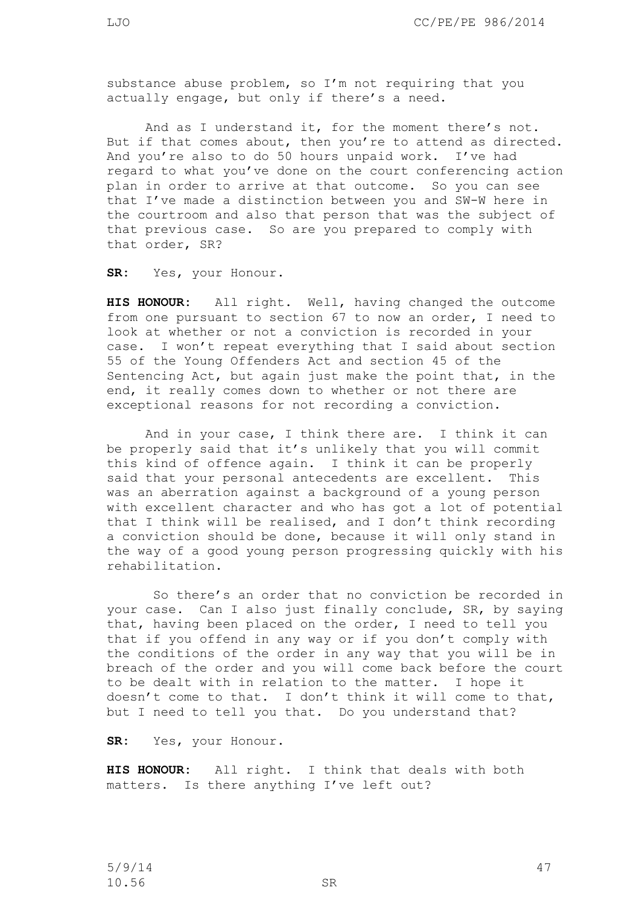substance abuse problem, so I'm not requiring that you actually engage, but only if there's a need.

And as I understand it, for the moment there's not. But if that comes about, then you're to attend as directed. And you're also to do 50 hours unpaid work. I've had regard to what you've done on the court conferencing action plan in order to arrive at that outcome. So you can see that I've made a distinction between you and SW-W here in the courtroom and also that person that was the subject of that previous case. So are you prepared to comply with that order, SR?

**SR:** Yes, your Honour.

**HIS HONOUR:** All right. Well, having changed the outcome from one pursuant to section 67 to now an order, I need to look at whether or not a conviction is recorded in your case. I won't repeat everything that I said about section 55 of the Young Offenders Act and section 45 of the Sentencing Act, but again just make the point that, in the end, it really comes down to whether or not there are exceptional reasons for not recording a conviction.

And in your case, I think there are. I think it can be properly said that it's unlikely that you will commit this kind of offence again. I think it can be properly said that your personal antecedents are excellent. This was an aberration against a background of a young person with excellent character and who has got a lot of potential that I think will be realised, and I don't think recording a conviction should be done, because it will only stand in the way of a good young person progressing quickly with his rehabilitation.

So there's an order that no conviction be recorded in your case. Can I also just finally conclude, SR, by saying that, having been placed on the order, I need to tell you that if you offend in any way or if you don't comply with the conditions of the order in any way that you will be in breach of the order and you will come back before the court to be dealt with in relation to the matter. I hope it doesn't come to that. I don't think it will come to that, but I need to tell you that. Do you understand that?

**SR:** Yes, your Honour.

**HIS HONOUR:** All right. I think that deals with both matters. Is there anything I've left out?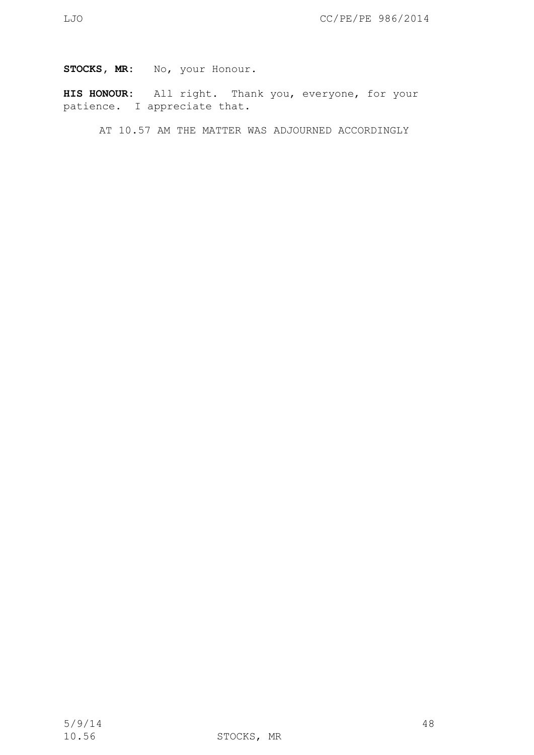**STOCKS, MR**: No, your Honour.

**HIS HONOUR**: All right. Thank you, everyone, for your patience. I appreciate that.

AT 10.57 AM THE MATTER WAS ADJOURNED ACCORDINGLY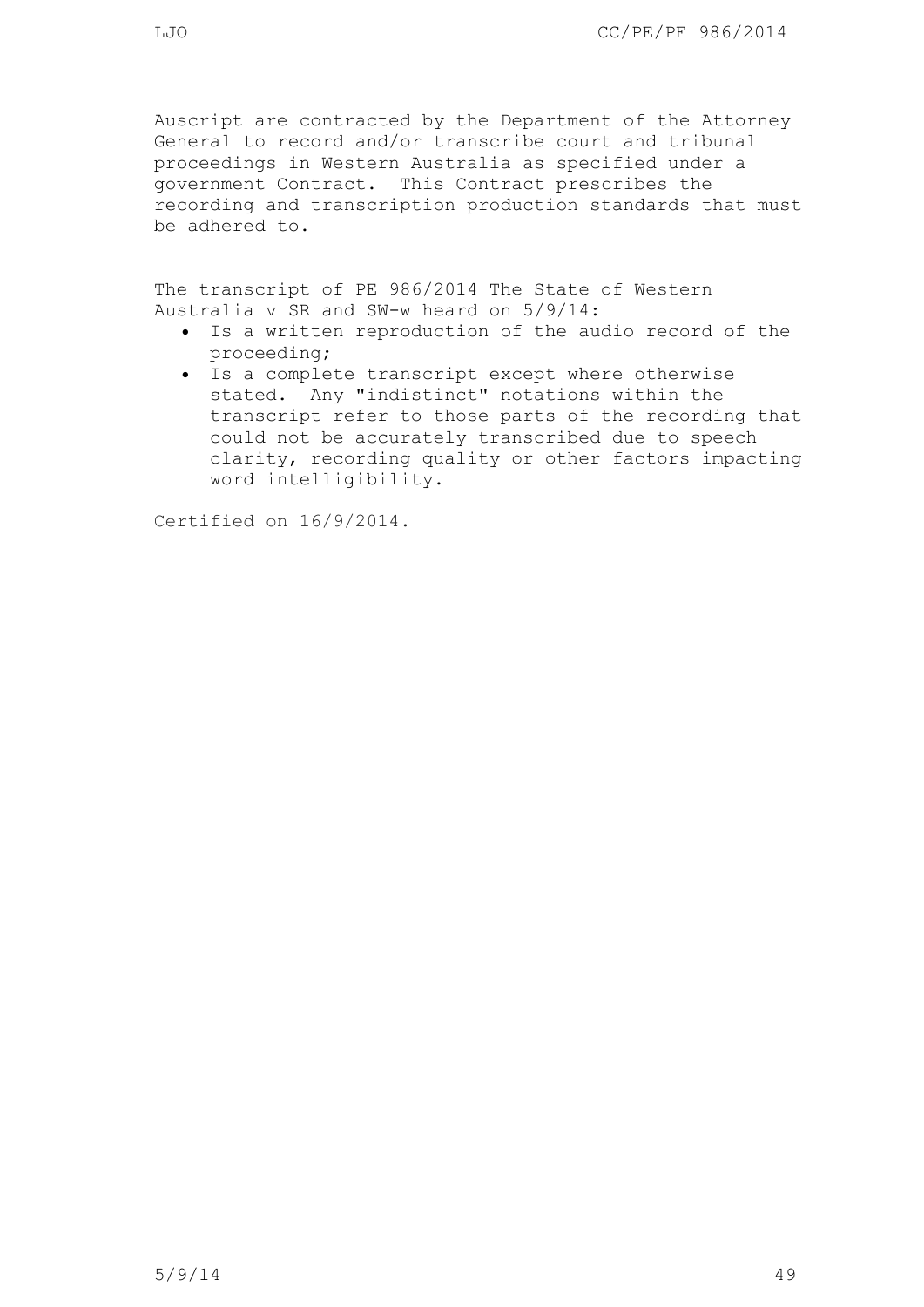Auscript are contracted by the Department of the Attorney General to record and/or transcribe court and tribunal proceedings in Western Australia as specified under a government Contract. This Contract prescribes the recording and transcription production standards that must be adhered to.

The transcript of PE 986/2014 The State of Western Australia v SR and SW-w heard on 5/9/14:

- Is a written reproduction of the audio record of the proceeding;
- Is a complete transcript except where otherwise stated. Any "indistinct" notations within the transcript refer to those parts of the recording that could not be accurately transcribed due to speech clarity, recording quality or other factors impacting word intelligibility.

Certified on 16/9/2014.